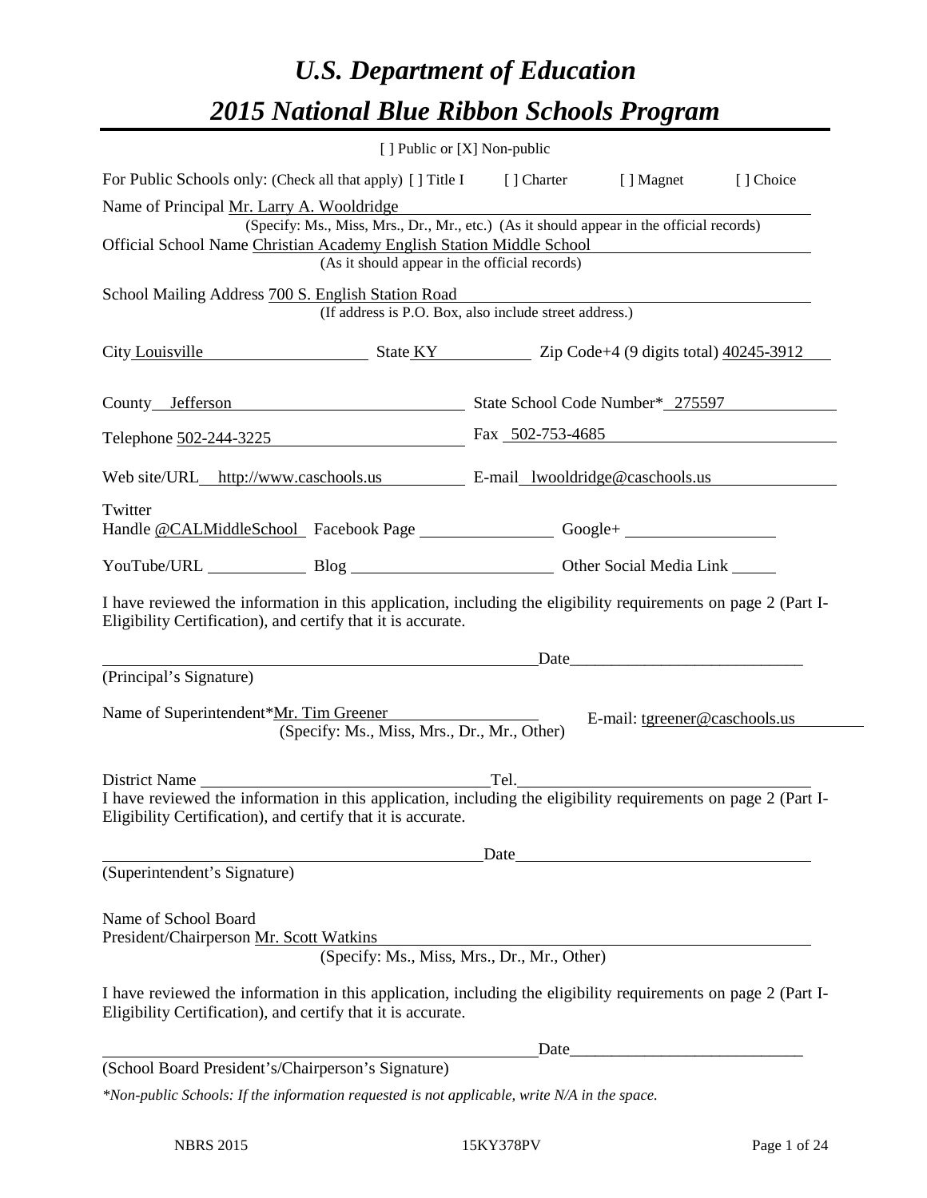# *U.S. Department of Education*

# *2015 National Blue Ribbon Schools Program*

[ ] Public or [X] Non-public

For Public Schools only: (Check all that apply) [ ] Title I [ ] Charter [ ] Magnet [ ] Choice

Name of Principal Mr. Larry A. Wooldridge
(Specify: Ms., Miss, Mrs., Dr., Mr., etc.) (As it should appear in the official records)

Official School Name Christian Academy English Station Middle School
(As it should appear in the official records)

School Mailing Address 700 S. English Station Road
(If address is P.O. Box, also include street address.)

City Louisville State KY Zip Code+4 (9 digits total) 40245-3912

County Jefferson State School Code Number* 275597

Telephone 502-244-3225 Fax 502-753-4685

Web site/URL http://www.caschools.us E-mail lwooldridge@caschools.us

Twitter Handle @CALMiddleSchool Facebook Page ______ Google+ ______

YouTube/URL ______ Blog ______ Other Social Media Link ______

I have reviewed the information in this application, including the eligibility requirements on page 2 (Part I-Eligibility Certification), and certify that it is accurate.

______________________________ Date______________________________
(Principal's Signature)

Name of Superintendent*Mr. Tim Greener E-mail: tgreener@caschools.us
(Specify: Ms., Miss, Mrs., Dr., Mr., Other)

District Name ______________________________ Tel. ______________________________

I have reviewed the information in this application, including the eligibility requirements on page 2 (Part I-Eligibility Certification), and certify that it is accurate.

______________________________ Date______________________________
(Superintendent's Signature)

Name of School Board
President/Chairperson Mr. Scott Watkins
(Specify: Ms., Miss, Mrs., Dr., Mr., Other)

I have reviewed the information in this application, including the eligibility requirements on page 2 (Part I-Eligibility Certification), and certify that it is accurate.

______________________________ Date______________________________
(School Board President's/Chairperson's Signature)

*\*Non-public Schools: If the information requested is not applicable, write N/A in the space.*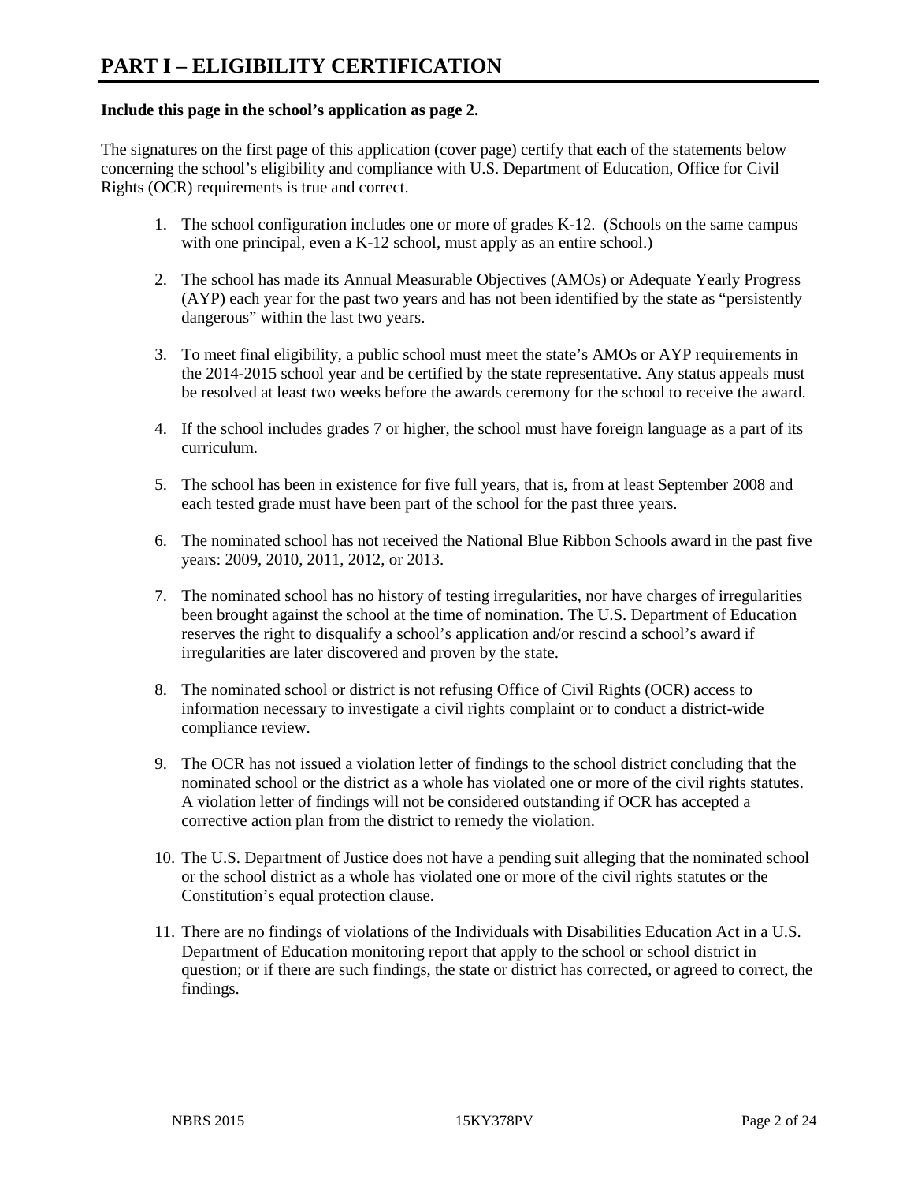# PART I – ELIGIBILITY CERTIFICATION

**Include this page in the school's application as page 2.**

The signatures on the first page of this application (cover page) certify that each of the statements below concerning the school's eligibility and compliance with U.S. Department of Education, Office for Civil Rights (OCR) requirements is true and correct.

1. The school configuration includes one or more of grades K-12. (Schools on the same campus with one principal, even a K-12 school, must apply as an entire school.)

2. The school has made its Annual Measurable Objectives (AMOs) or Adequate Yearly Progress (AYP) each year for the past two years and has not been identified by the state as "persistently dangerous" within the last two years.

3. To meet final eligibility, a public school must meet the state's AMOs or AYP requirements in the 2014-2015 school year and be certified by the state representative. Any status appeals must be resolved at least two weeks before the awards ceremony for the school to receive the award.

4. If the school includes grades 7 or higher, the school must have foreign language as a part of its curriculum.

5. The school has been in existence for five full years, that is, from at least September 2008 and each tested grade must have been part of the school for the past three years.

6. The nominated school has not received the National Blue Ribbon Schools award in the past five years: 2009, 2010, 2011, 2012, or 2013.

7. The nominated school has no history of testing irregularities, nor have charges of irregularities been brought against the school at the time of nomination. The U.S. Department of Education reserves the right to disqualify a school's application and/or rescind a school's award if irregularities are later discovered and proven by the state.

8. The nominated school or district is not refusing Office of Civil Rights (OCR) access to information necessary to investigate a civil rights complaint or to conduct a district-wide compliance review.

9. The OCR has not issued a violation letter of findings to the school district concluding that the nominated school or the district as a whole has violated one or more of the civil rights statutes. A violation letter of findings will not be considered outstanding if OCR has accepted a corrective action plan from the district to remedy the violation.

10. The U.S. Department of Justice does not have a pending suit alleging that the nominated school or the school district as a whole has violated one or more of the civil rights statutes or the Constitution's equal protection clause.

11. There are no findings of violations of the Individuals with Disabilities Education Act in a U.S. Department of Education monitoring report that apply to the school or school district in question; or if there are such findings, the state or district has corrected, or agreed to correct, the findings.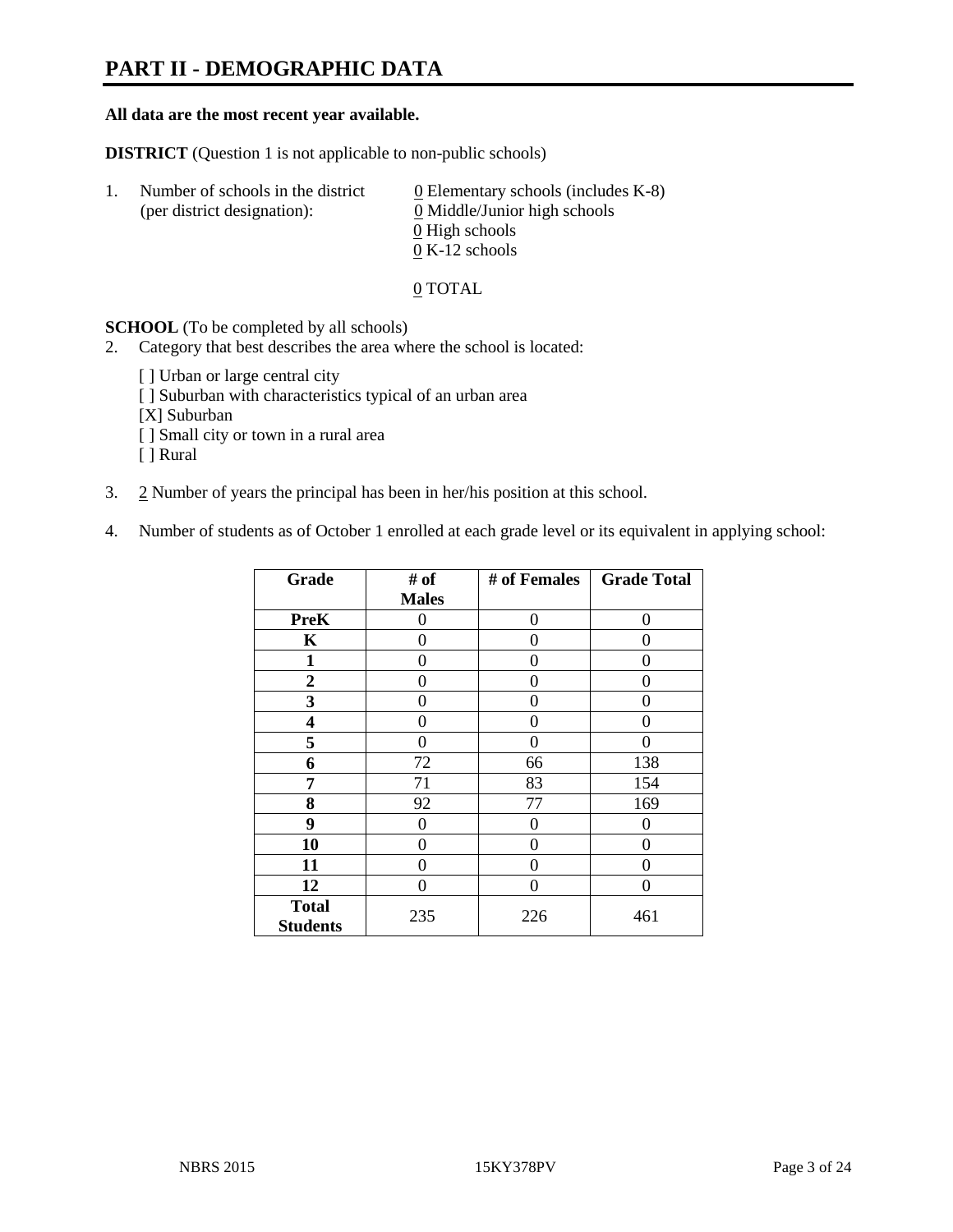# PART II - DEMOGRAPHIC DATA

**All data are the most recent year available.**

**DISTRICT** (Question 1 is not applicable to non-public schools)

1. Number of schools in the district (per district designation):
   - 0 Elementary schools (includes K-8)
   - 0 Middle/Junior high schools
   - 0 High schools
   - 0 K-12 schools

   0 TOTAL

**SCHOOL** (To be completed by all schools)

2. Category that best describes the area where the school is located:

   [ ] Urban or large central city
   [ ] Suburban with characteristics typical of an urban area
   [X] Suburban
   [ ] Small city or town in a rural area
   [ ] Rural

3. 2 Number of years the principal has been in her/his position at this school.

4. Number of students as of October 1 enrolled at each grade level or its equivalent in applying school:

| Grade | # of Males | # of Females | Grade Total |
|---|---|---|---|
| **PreK** | 0 | 0 | 0 |
| **K** | 0 | 0 | 0 |
| **1** | 0 | 0 | 0 |
| **2** | 0 | 0 | 0 |
| **3** | 0 | 0 | 0 |
| **4** | 0 | 0 | 0 |
| **5** | 0 | 0 | 0 |
| **6** | 72 | 66 | 138 |
| **7** | 71 | 83 | 154 |
| **8** | 92 | 77 | 169 |
| **9** | 0 | 0 | 0 |
| **10** | 0 | 0 | 0 |
| **11** | 0 | 0 | 0 |
| **12** | 0 | 0 | 0 |
| **Total Students** | 235 | 226 | 461 |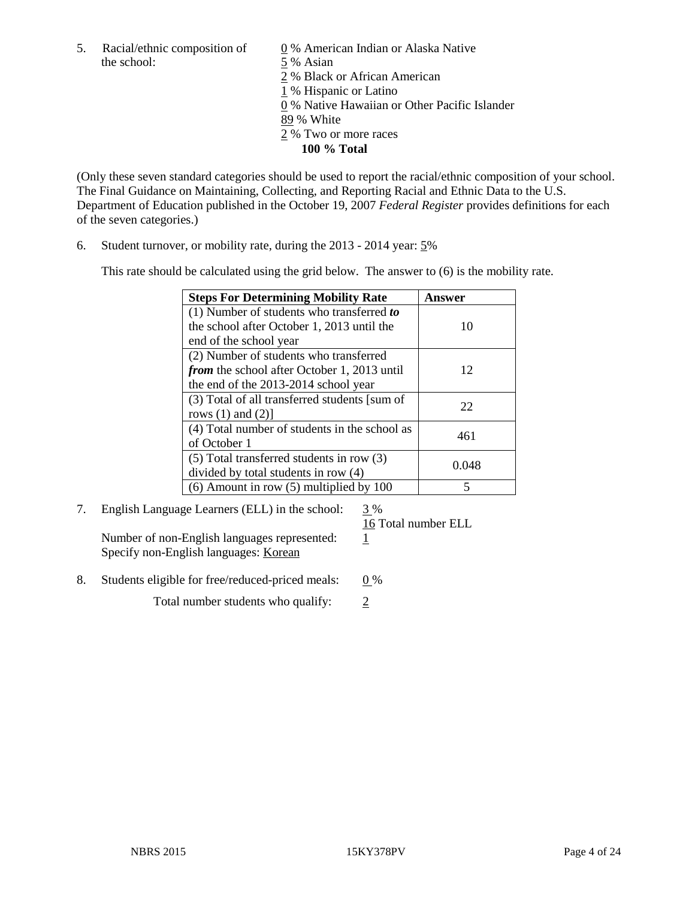5. Racial/ethnic composition of the school:

0 % American Indian or Alaska Native
5 % Asian
2 % Black or African American
1 % Hispanic or Latino
0 % Native Hawaiian or Other Pacific Islander
89 % White
2 % Two or more races
**100 % Total**

(Only these seven standard categories should be used to report the racial/ethnic composition of your school. The Final Guidance on Maintaining, Collecting, and Reporting Racial and Ethnic Data to the U.S. Department of Education published in the October 19, 2007 *Federal Register* provides definitions for each of the seven categories.)

6. Student turnover, or mobility rate, during the 2013 - 2014 year: 5%

This rate should be calculated using the grid below. The answer to (6) is the mobility rate.

| **Steps For Determining Mobility Rate** | **Answer** |
|---|---|
| (1) Number of students who transferred ***to*** the school after October 1, 2013 until the end of the school year | 10 |
| (2) Number of students who transferred ***from*** the school after October 1, 2013 until the end of the 2013-2014 school year | 12 |
| (3) Total of all transferred students [sum of rows (1) and (2)] | 22 |
| (4) Total number of students in the school as of October 1 | 461 |
| (5) Total transferred students in row (3) divided by total students in row (4) | 0.048 |
| (6) Amount in row (5) multiplied by 100 | 5 |

7. English Language Learners (ELL) in the school: 3 %
16 Total number ELL

Number of non-English languages represented: 1
Specify non-English languages: Korean

8. Students eligible for free/reduced-priced meals: 0 %

Total number students who qualify: 2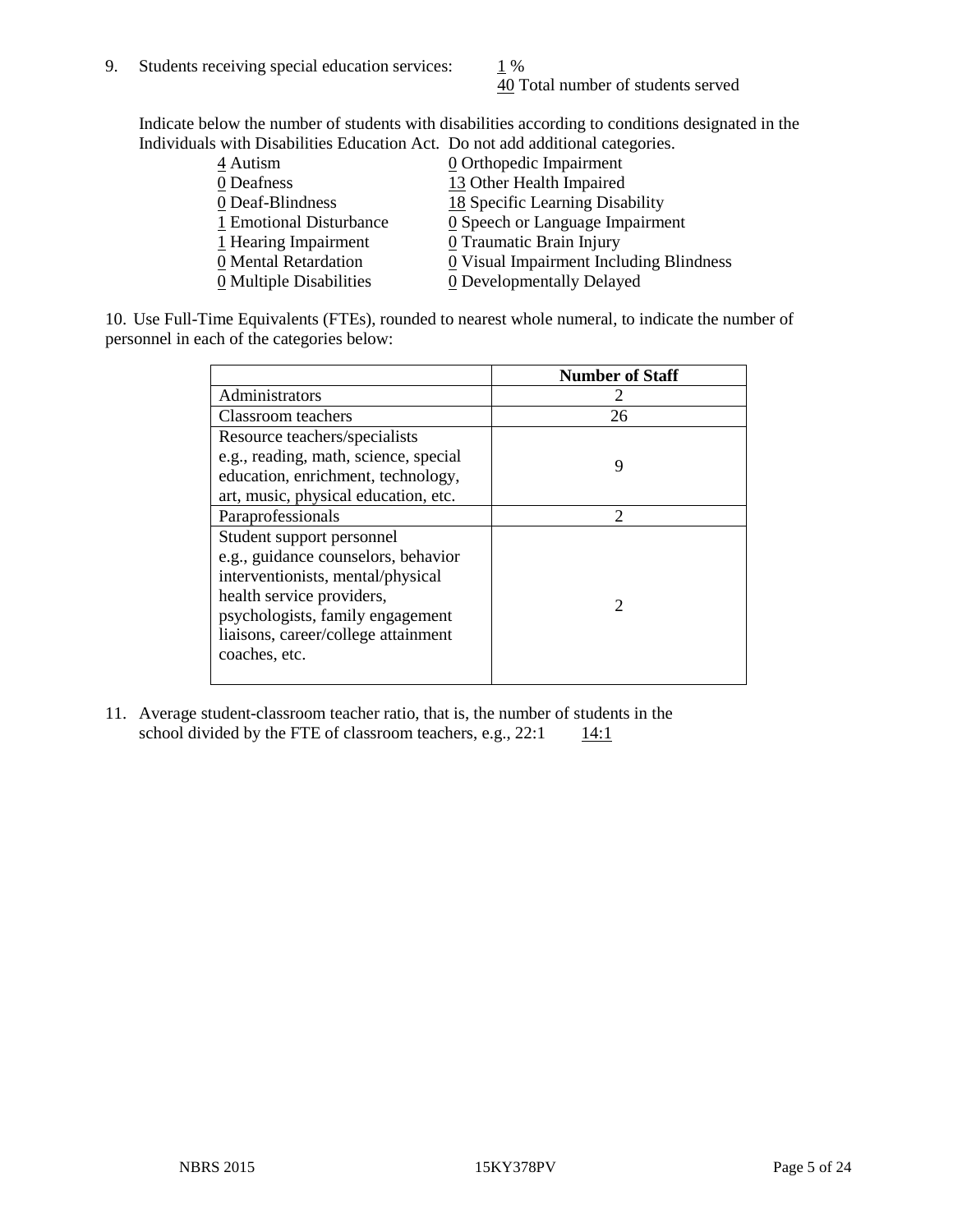9. Students receiving special education services: 1 %
   40 Total number of students served

   Indicate below the number of students with disabilities according to conditions designated in the Individuals with Disabilities Education Act. Do not add additional categories.

   - 4 Autism
   - 0 Deafness
   - 0 Deaf-Blindness
   - 1 Emotional Disturbance
   - 1 Hearing Impairment
   - 0 Mental Retardation
   - 0 Multiple Disabilities
   - 0 Orthopedic Impairment
   - 13 Other Health Impaired
   - 18 Specific Learning Disability
   - 0 Speech or Language Impairment
   - 0 Traumatic Brain Injury
   - 0 Visual Impairment Including Blindness
   - 0 Developmentally Delayed

10. Use Full-Time Equivalents (FTEs), rounded to nearest whole numeral, to indicate the number of personnel in each of the categories below:

|  | Number of Staff |
|---|---|
| Administrators | 2 |
| Classroom teachers | 26 |
| Resource teachers/specialists e.g., reading, math, science, special education, enrichment, technology, art, music, physical education, etc. | 9 |
| Paraprofessionals | 2 |
| Student support personnel e.g., guidance counselors, behavior interventionists, mental/physical health service providers, psychologists, family engagement liaisons, career/college attainment coaches, etc. | 2 |

11. Average student-classroom teacher ratio, that is, the number of students in the school divided by the FTE of classroom teachers, e.g., 22:1 14:1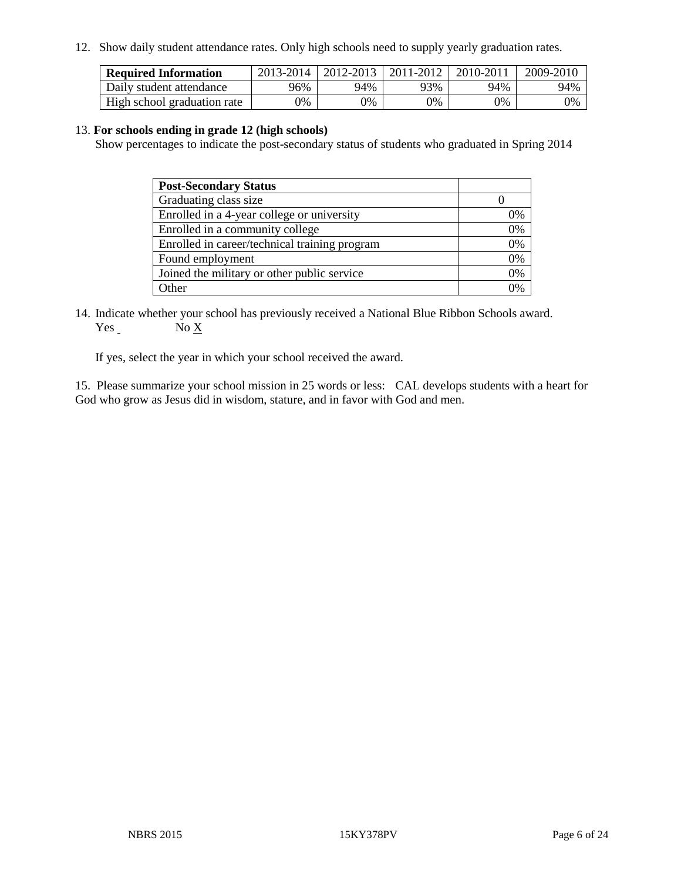12. Show daily student attendance rates. Only high schools need to supply yearly graduation rates.

| **Required Information** | 2013-2014 | 2012-2013 | 2011-2012 | 2010-2011 | 2009-2010 |
|---|---|---|---|---|---|
| Daily student attendance | 96% | 94% | 93% | 94% | 94% |
| High school graduation rate | 0% | 0% | 0% | 0% | 0% |

13. **For schools ending in grade 12 (high schools)**
Show percentages to indicate the post-secondary status of students who graduated in Spring 2014

| **Post-Secondary Status** | |
|---|---|
| Graduating class size | 0 |
| Enrolled in a 4-year college or university | 0% |
| Enrolled in a community college | 0% |
| Enrolled in career/technical training program | 0% |
| Found employment | 0% |
| Joined the military or other public service | 0% |
| Other | 0% |

14. Indicate whether your school has previously received a National Blue Ribbon Schools award.
Yes _ No X

If yes, select the year in which your school received the award.

15. Please summarize your school mission in 25 words or less: CAL develops students with a heart for God who grow as Jesus did in wisdom, stature, and in favor with God and men.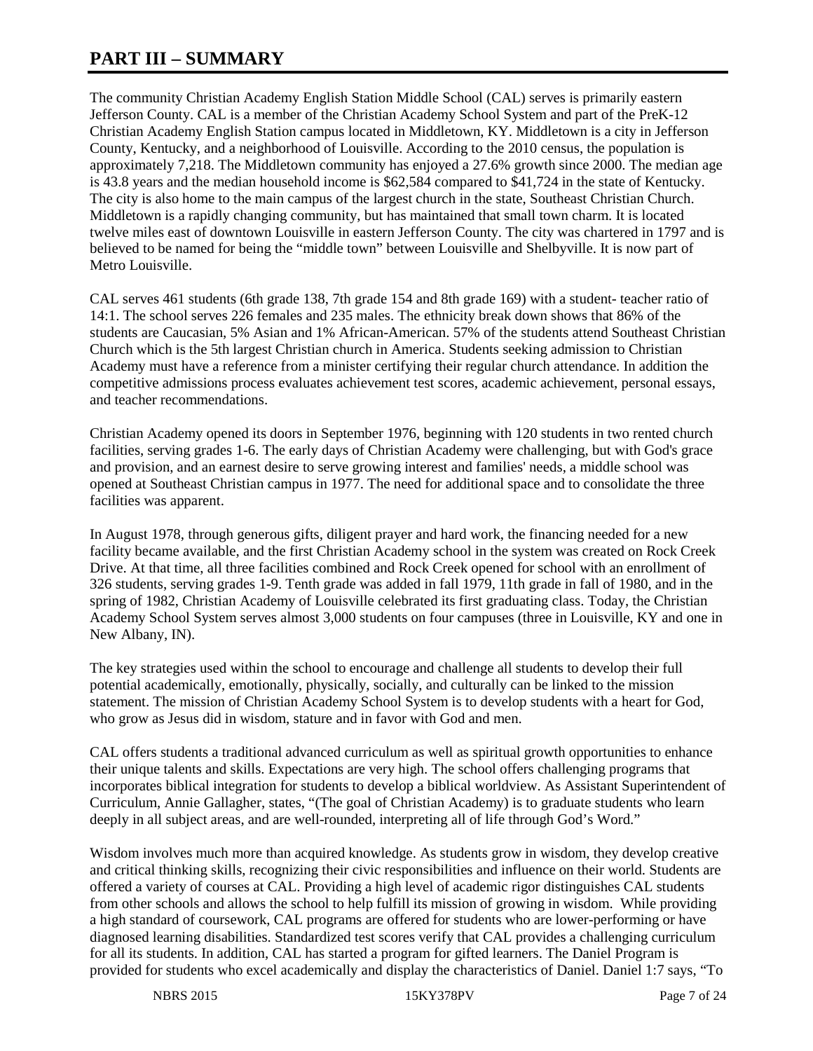# PART III – SUMMARY

The community Christian Academy English Station Middle School (CAL) serves is primarily eastern Jefferson County. CAL is a member of the Christian Academy School System and part of the PreK-12 Christian Academy English Station campus located in Middletown, KY. Middletown is a city in Jefferson County, Kentucky, and a neighborhood of Louisville. According to the 2010 census, the population is approximately 7,218. The Middletown community has enjoyed a 27.6% growth since 2000. The median age is 43.8 years and the median household income is $62,584 compared to $41,724 in the state of Kentucky. The city is also home to the main campus of the largest church in the state, Southeast Christian Church. Middletown is a rapidly changing community, but has maintained that small town charm. It is located twelve miles east of downtown Louisville in eastern Jefferson County. The city was chartered in 1797 and is believed to be named for being the "middle town" between Louisville and Shelbyville. It is now part of Metro Louisville.

CAL serves 461 students (6th grade 138, 7th grade 154 and 8th grade 169) with a student- teacher ratio of 14:1. The school serves 226 females and 235 males. The ethnicity break down shows that 86% of the students are Caucasian, 5% Asian and 1% African-American. 57% of the students attend Southeast Christian Church which is the 5th largest Christian church in America. Students seeking admission to Christian Academy must have a reference from a minister certifying their regular church attendance. In addition the competitive admissions process evaluates achievement test scores, academic achievement, personal essays, and teacher recommendations.

Christian Academy opened its doors in September 1976, beginning with 120 students in two rented church facilities, serving grades 1-6. The early days of Christian Academy were challenging, but with God's grace and provision, and an earnest desire to serve growing interest and families' needs, a middle school was opened at Southeast Christian campus in 1977. The need for additional space and to consolidate the three facilities was apparent.

In August 1978, through generous gifts, diligent prayer and hard work, the financing needed for a new facility became available, and the first Christian Academy school in the system was created on Rock Creek Drive. At that time, all three facilities combined and Rock Creek opened for school with an enrollment of 326 students, serving grades 1-9. Tenth grade was added in fall 1979, 11th grade in fall of 1980, and in the spring of 1982, Christian Academy of Louisville celebrated its first graduating class. Today, the Christian Academy School System serves almost 3,000 students on four campuses (three in Louisville, KY and one in New Albany, IN).

The key strategies used within the school to encourage and challenge all students to develop their full potential academically, emotionally, physically, socially, and culturally can be linked to the mission statement. The mission of Christian Academy School System is to develop students with a heart for God, who grow as Jesus did in wisdom, stature and in favor with God and men.

CAL offers students a traditional advanced curriculum as well as spiritual growth opportunities to enhance their unique talents and skills. Expectations are very high. The school offers challenging programs that incorporates biblical integration for students to develop a biblical worldview. As Assistant Superintendent of Curriculum, Annie Gallagher, states, "(The goal of Christian Academy) is to graduate students who learn deeply in all subject areas, and are well-rounded, interpreting all of life through God's Word."

Wisdom involves much more than acquired knowledge. As students grow in wisdom, they develop creative and critical thinking skills, recognizing their civic responsibilities and influence on their world. Students are offered a variety of courses at CAL. Providing a high level of academic rigor distinguishes CAL students from other schools and allows the school to help fulfill its mission of growing in wisdom. While providing a high standard of coursework, CAL programs are offered for students who are lower-performing or have diagnosed learning disabilities. Standardized test scores verify that CAL provides a challenging curriculum for all its students. In addition, CAL has started a program for gifted learners. The Daniel Program is provided for students who excel academically and display the characteristics of Daniel. Daniel 1:7 says, "To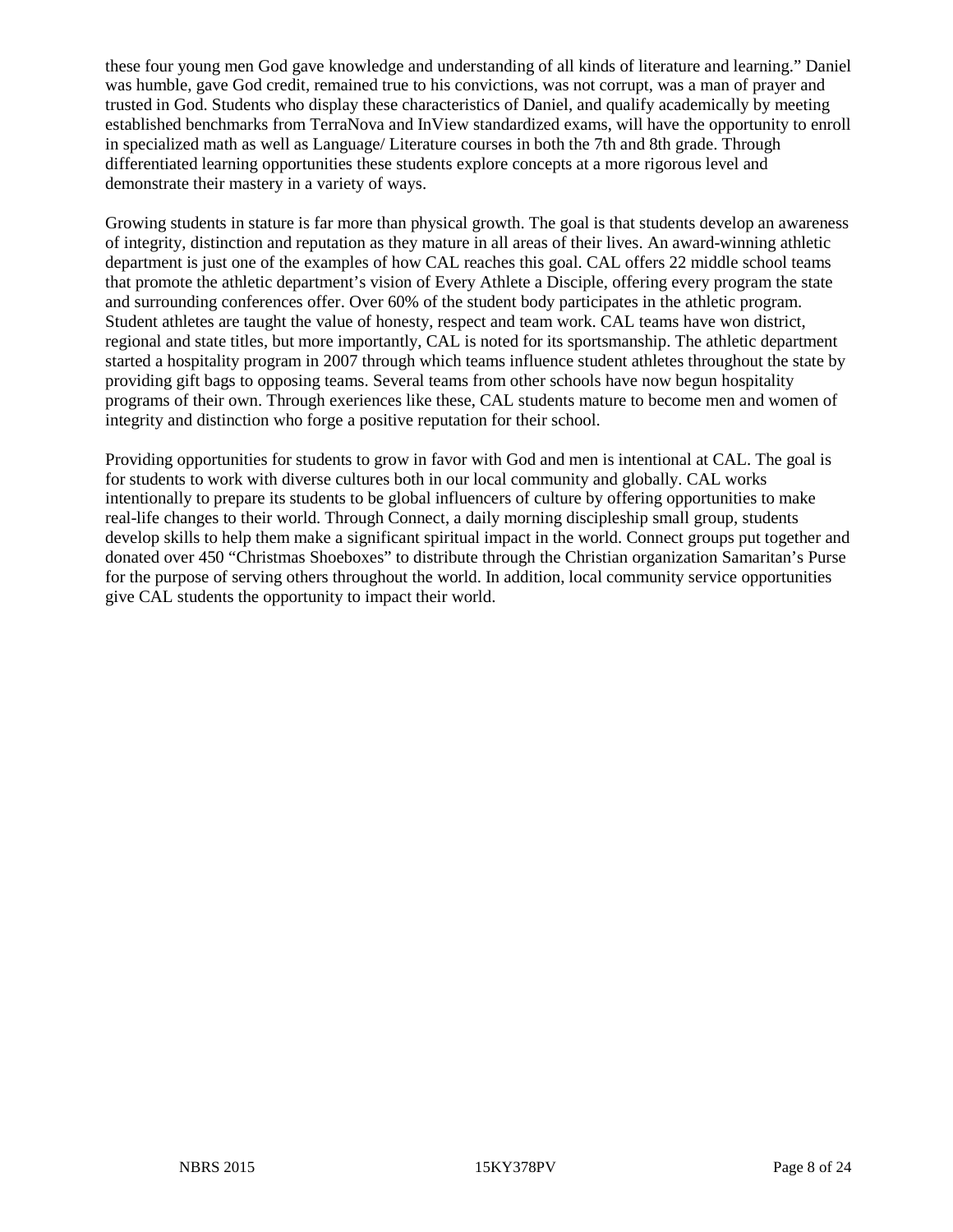these four young men God gave knowledge and understanding of all kinds of literature and learning." Daniel was humble, gave God credit, remained true to his convictions, was not corrupt, was a man of prayer and trusted in God. Students who display these characteristics of Daniel, and qualify academically by meeting established benchmarks from TerraNova and InView standardized exams, will have the opportunity to enroll in specialized math as well as Language/ Literature courses in both the 7th and 8th grade. Through differentiated learning opportunities these students explore concepts at a more rigorous level and demonstrate their mastery in a variety of ways.

Growing students in stature is far more than physical growth. The goal is that students develop an awareness of integrity, distinction and reputation as they mature in all areas of their lives. An award-winning athletic department is just one of the examples of how CAL reaches this goal. CAL offers 22 middle school teams that promote the athletic department's vision of Every Athlete a Disciple, offering every program the state and surrounding conferences offer. Over 60% of the student body participates in the athletic program. Student athletes are taught the value of honesty, respect and team work. CAL teams have won district, regional and state titles, but more importantly, CAL is noted for its sportsmanship. The athletic department started a hospitality program in 2007 through which teams influence student athletes throughout the state by providing gift bags to opposing teams. Several teams from other schools have now begun hospitality programs of their own. Through exeriences like these, CAL students mature to become men and women of integrity and distinction who forge a positive reputation for their school.

Providing opportunities for students to grow in favor with God and men is intentional at CAL. The goal is for students to work with diverse cultures both in our local community and globally. CAL works intentionally to prepare its students to be global influencers of culture by offering opportunities to make real-life changes to their world. Through Connect, a daily morning discipleship small group, students develop skills to help them make a significant spiritual impact in the world. Connect groups put together and donated over 450 "Christmas Shoeboxes" to distribute through the Christian organization Samaritan's Purse for the purpose of serving others throughout the world. In addition, local community service opportunities give CAL students the opportunity to impact their world.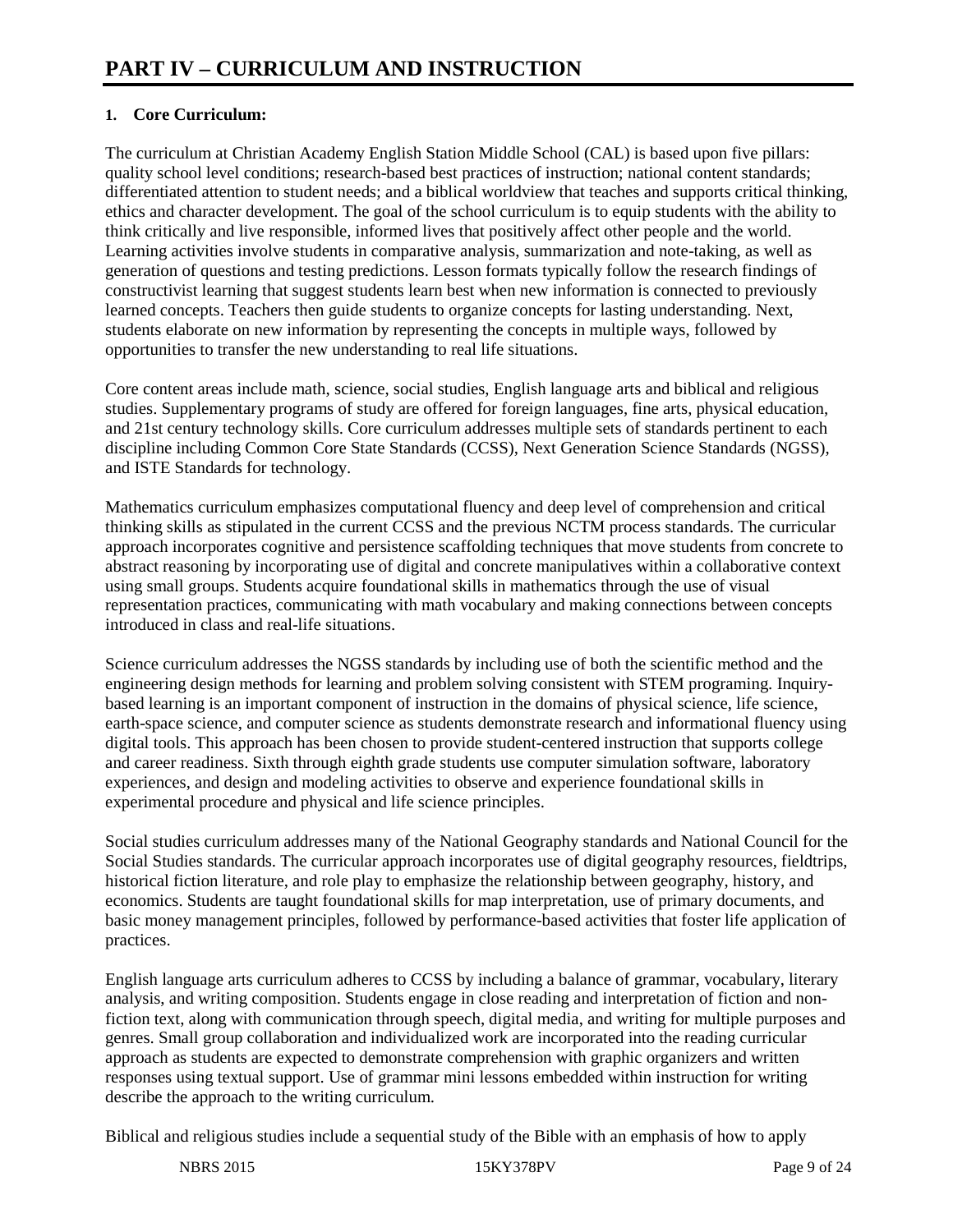# PART IV – CURRICULUM AND INSTRUCTION

**1. Core Curriculum:**

The curriculum at Christian Academy English Station Middle School (CAL) is based upon five pillars: quality school level conditions; research-based best practices of instruction; national content standards; differentiated attention to student needs; and a biblical worldview that teaches and supports critical thinking, ethics and character development. The goal of the school curriculum is to equip students with the ability to think critically and live responsible, informed lives that positively affect other people and the world. Learning activities involve students in comparative analysis, summarization and note-taking, as well as generation of questions and testing predictions. Lesson formats typically follow the research findings of constructivist learning that suggest students learn best when new information is connected to previously learned concepts. Teachers then guide students to organize concepts for lasting understanding. Next, students elaborate on new information by representing the concepts in multiple ways, followed by opportunities to transfer the new understanding to real life situations.

Core content areas include math, science, social studies, English language arts and biblical and religious studies. Supplementary programs of study are offered for foreign languages, fine arts, physical education, and 21st century technology skills. Core curriculum addresses multiple sets of standards pertinent to each discipline including Common Core State Standards (CCSS), Next Generation Science Standards (NGSS), and ISTE Standards for technology.

Mathematics curriculum emphasizes computational fluency and deep level of comprehension and critical thinking skills as stipulated in the current CCSS and the previous NCTM process standards. The curricular approach incorporates cognitive and persistence scaffolding techniques that move students from concrete to abstract reasoning by incorporating use of digital and concrete manipulatives within a collaborative context using small groups. Students acquire foundational skills in mathematics through the use of visual representation practices, communicating with math vocabulary and making connections between concepts introduced in class and real-life situations.

Science curriculum addresses the NGSS standards by including use of both the scientific method and the engineering design methods for learning and problem solving consistent with STEM programing. Inquiry-based learning is an important component of instruction in the domains of physical science, life science, earth-space science, and computer science as students demonstrate research and informational fluency using digital tools. This approach has been chosen to provide student-centered instruction that supports college and career readiness. Sixth through eighth grade students use computer simulation software, laboratory experiences, and design and modeling activities to observe and experience foundational skills in experimental procedure and physical and life science principles.

Social studies curriculum addresses many of the National Geography standards and National Council for the Social Studies standards. The curricular approach incorporates use of digital geography resources, fieldtrips, historical fiction literature, and role play to emphasize the relationship between geography, history, and economics. Students are taught foundational skills for map interpretation, use of primary documents, and basic money management principles, followed by performance-based activities that foster life application of practices.

English language arts curriculum adheres to CCSS by including a balance of grammar, vocabulary, literary analysis, and writing composition. Students engage in close reading and interpretation of fiction and non-fiction text, along with communication through speech, digital media, and writing for multiple purposes and genres. Small group collaboration and individualized work are incorporated into the reading curricular approach as students are expected to demonstrate comprehension with graphic organizers and written responses using textual support. Use of grammar mini lessons embedded within instruction for writing describe the approach to the writing curriculum.

Biblical and religious studies include a sequential study of the Bible with an emphasis of how to apply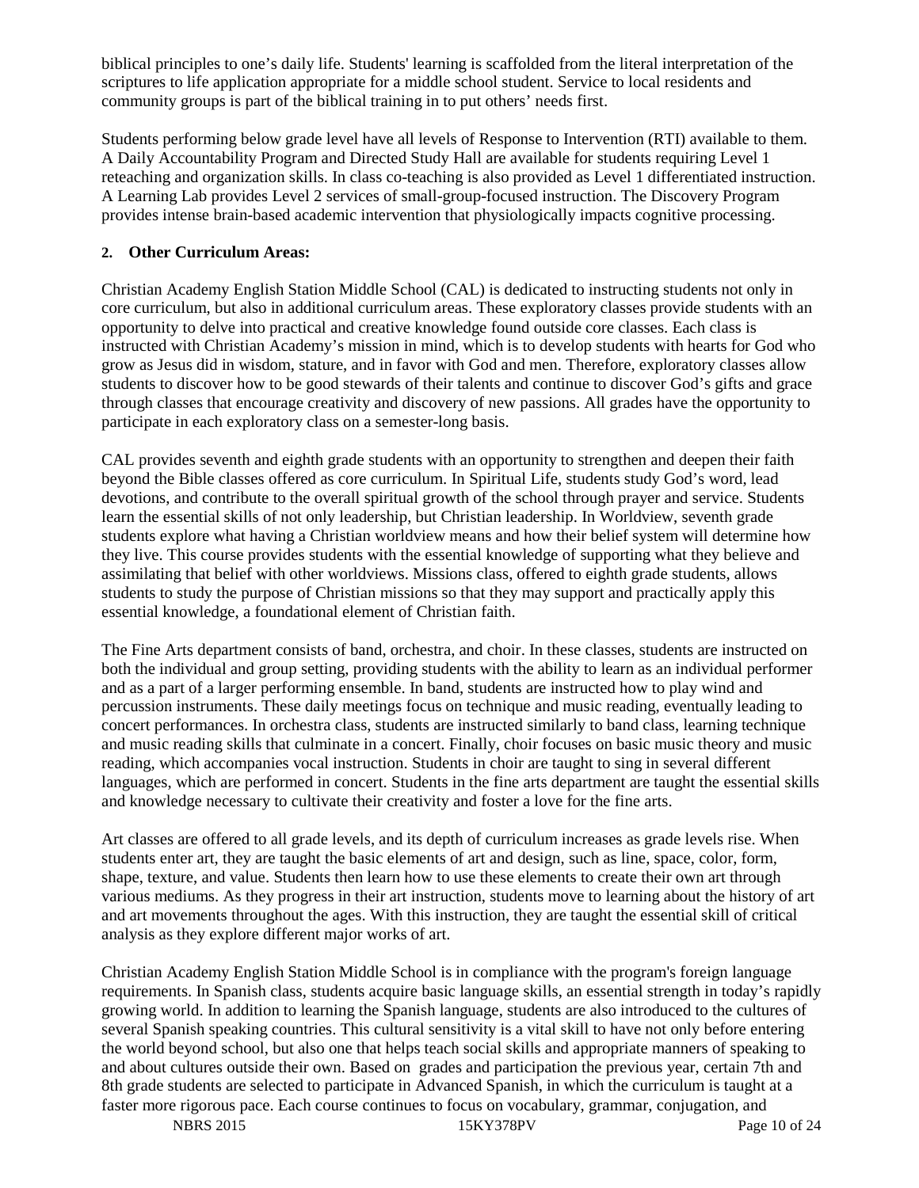biblical principles to one's daily life. Students' learning is scaffolded from the literal interpretation of the scriptures to life application appropriate for a middle school student. Service to local residents and community groups is part of the biblical training in to put others' needs first.

Students performing below grade level have all levels of Response to Intervention (RTI) available to them. A Daily Accountability Program and Directed Study Hall are available for students requiring Level 1 reteaching and organization skills. In class co-teaching is also provided as Level 1 differentiated instruction. A Learning Lab provides Level 2 services of small-group-focused instruction. The Discovery Program provides intense brain-based academic intervention that physiologically impacts cognitive processing.

**2. Other Curriculum Areas:**

Christian Academy English Station Middle School (CAL) is dedicated to instructing students not only in core curriculum, but also in additional curriculum areas. These exploratory classes provide students with an opportunity to delve into practical and creative knowledge found outside core classes. Each class is instructed with Christian Academy's mission in mind, which is to develop students with hearts for God who grow as Jesus did in wisdom, stature, and in favor with God and men. Therefore, exploratory classes allow students to discover how to be good stewards of their talents and continue to discover God's gifts and grace through classes that encourage creativity and discovery of new passions. All grades have the opportunity to participate in each exploratory class on a semester-long basis.

CAL provides seventh and eighth grade students with an opportunity to strengthen and deepen their faith beyond the Bible classes offered as core curriculum. In Spiritual Life, students study God's word, lead devotions, and contribute to the overall spiritual growth of the school through prayer and service. Students learn the essential skills of not only leadership, but Christian leadership. In Worldview, seventh grade students explore what having a Christian worldview means and how their belief system will determine how they live. This course provides students with the essential knowledge of supporting what they believe and assimilating that belief with other worldviews. Missions class, offered to eighth grade students, allows students to study the purpose of Christian missions so that they may support and practically apply this essential knowledge, a foundational element of Christian faith.

The Fine Arts department consists of band, orchestra, and choir. In these classes, students are instructed on both the individual and group setting, providing students with the ability to learn as an individual performer and as a part of a larger performing ensemble. In band, students are instructed how to play wind and percussion instruments. These daily meetings focus on technique and music reading, eventually leading to concert performances. In orchestra class, students are instructed similarly to band class, learning technique and music reading skills that culminate in a concert. Finally, choir focuses on basic music theory and music reading, which accompanies vocal instruction. Students in choir are taught to sing in several different languages, which are performed in concert. Students in the fine arts department are taught the essential skills and knowledge necessary to cultivate their creativity and foster a love for the fine arts.

Art classes are offered to all grade levels, and its depth of curriculum increases as grade levels rise. When students enter art, they are taught the basic elements of art and design, such as line, space, color, form, shape, texture, and value. Students then learn how to use these elements to create their own art through various mediums. As they progress in their art instruction, students move to learning about the history of art and art movements throughout the ages. With this instruction, they are taught the essential skill of critical analysis as they explore different major works of art.

Christian Academy English Station Middle School is in compliance with the program's foreign language requirements. In Spanish class, students acquire basic language skills, an essential strength in today's rapidly growing world. In addition to learning the Spanish language, students are also introduced to the cultures of several Spanish speaking countries. This cultural sensitivity is a vital skill to have not only before entering the world beyond school, but also one that helps teach social skills and appropriate manners of speaking to and about cultures outside their own. Based on grades and participation the previous year, certain 7th and 8th grade students are selected to participate in Advanced Spanish, in which the curriculum is taught at a faster more rigorous pace. Each course continues to focus on vocabulary, grammar, conjugation, and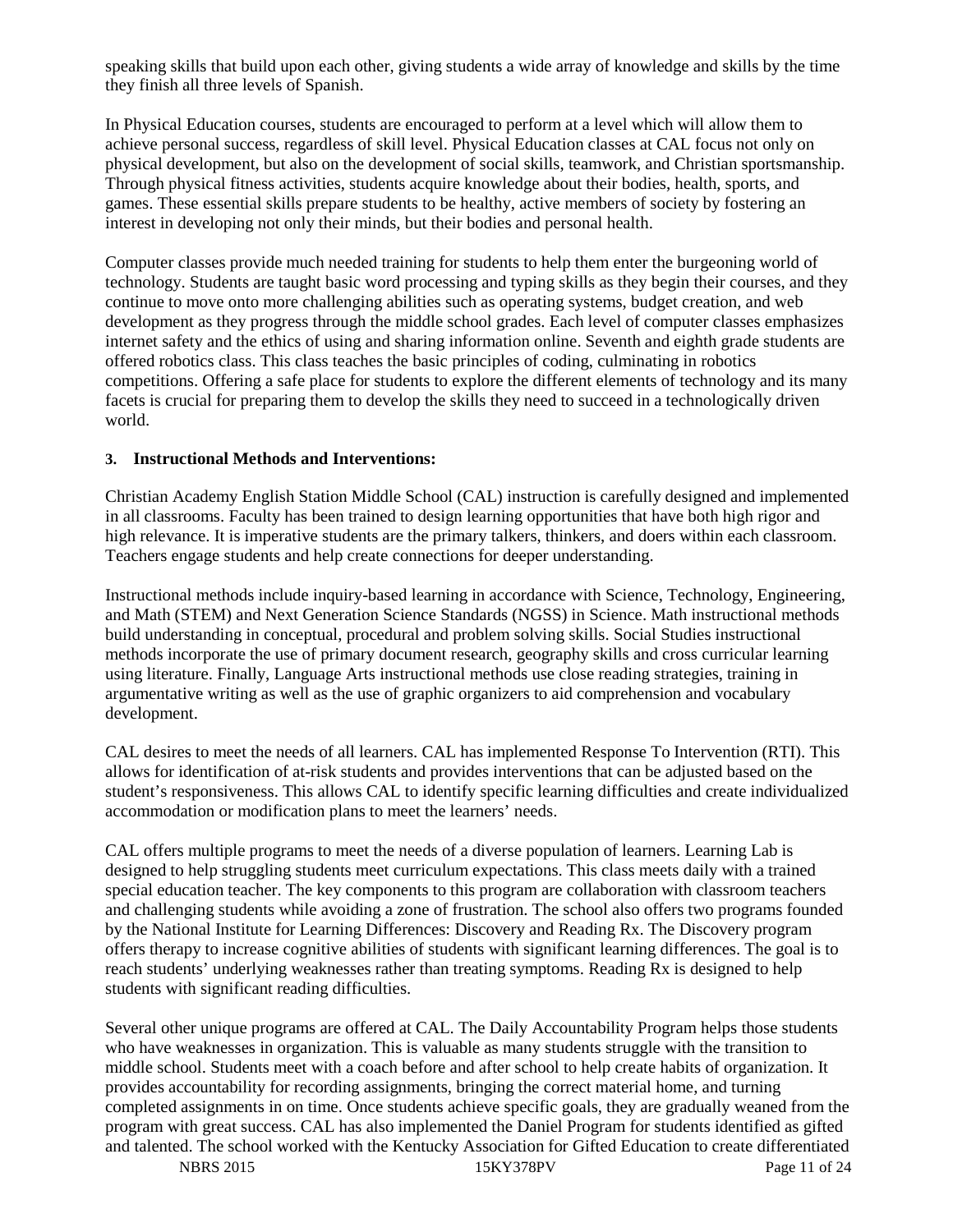speaking skills that build upon each other, giving students a wide array of knowledge and skills by the time they finish all three levels of Spanish.

In Physical Education courses, students are encouraged to perform at a level which will allow them to achieve personal success, regardless of skill level. Physical Education classes at CAL focus not only on physical development, but also on the development of social skills, teamwork, and Christian sportsmanship. Through physical fitness activities, students acquire knowledge about their bodies, health, sports, and games. These essential skills prepare students to be healthy, active members of society by fostering an interest in developing not only their minds, but their bodies and personal health.

Computer classes provide much needed training for students to help them enter the burgeoning world of technology. Students are taught basic word processing and typing skills as they begin their courses, and they continue to move onto more challenging abilities such as operating systems, budget creation, and web development as they progress through the middle school grades. Each level of computer classes emphasizes internet safety and the ethics of using and sharing information online. Seventh and eighth grade students are offered robotics class. This class teaches the basic principles of coding, culminating in robotics competitions. Offering a safe place for students to explore the different elements of technology and its many facets is crucial for preparing them to develop the skills they need to succeed in a technologically driven world.

**3. Instructional Methods and Interventions:**

Christian Academy English Station Middle School (CAL) instruction is carefully designed and implemented in all classrooms. Faculty has been trained to design learning opportunities that have both high rigor and high relevance. It is imperative students are the primary talkers, thinkers, and doers within each classroom. Teachers engage students and help create connections for deeper understanding.

Instructional methods include inquiry-based learning in accordance with Science, Technology, Engineering, and Math (STEM) and Next Generation Science Standards (NGSS) in Science. Math instructional methods build understanding in conceptual, procedural and problem solving skills. Social Studies instructional methods incorporate the use of primary document research, geography skills and cross curricular learning using literature. Finally, Language Arts instructional methods use close reading strategies, training in argumentative writing as well as the use of graphic organizers to aid comprehension and vocabulary development.

CAL desires to meet the needs of all learners. CAL has implemented Response To Intervention (RTI). This allows for identification of at-risk students and provides interventions that can be adjusted based on the student's responsiveness. This allows CAL to identify specific learning difficulties and create individualized accommodation or modification plans to meet the learners' needs.

CAL offers multiple programs to meet the needs of a diverse population of learners. Learning Lab is designed to help struggling students meet curriculum expectations. This class meets daily with a trained special education teacher. The key components to this program are collaboration with classroom teachers and challenging students while avoiding a zone of frustration. The school also offers two programs founded by the National Institute for Learning Differences: Discovery and Reading Rx. The Discovery program offers therapy to increase cognitive abilities of students with significant learning differences. The goal is to reach students' underlying weaknesses rather than treating symptoms. Reading Rx is designed to help students with significant reading difficulties.

Several other unique programs are offered at CAL. The Daily Accountability Program helps those students who have weaknesses in organization. This is valuable as many students struggle with the transition to middle school. Students meet with a coach before and after school to help create habits of organization. It provides accountability for recording assignments, bringing the correct material home, and turning completed assignments in on time. Once students achieve specific goals, they are gradually weaned from the program with great success. CAL has also implemented the Daniel Program for students identified as gifted and talented. The school worked with the Kentucky Association for Gifted Education to create differentiated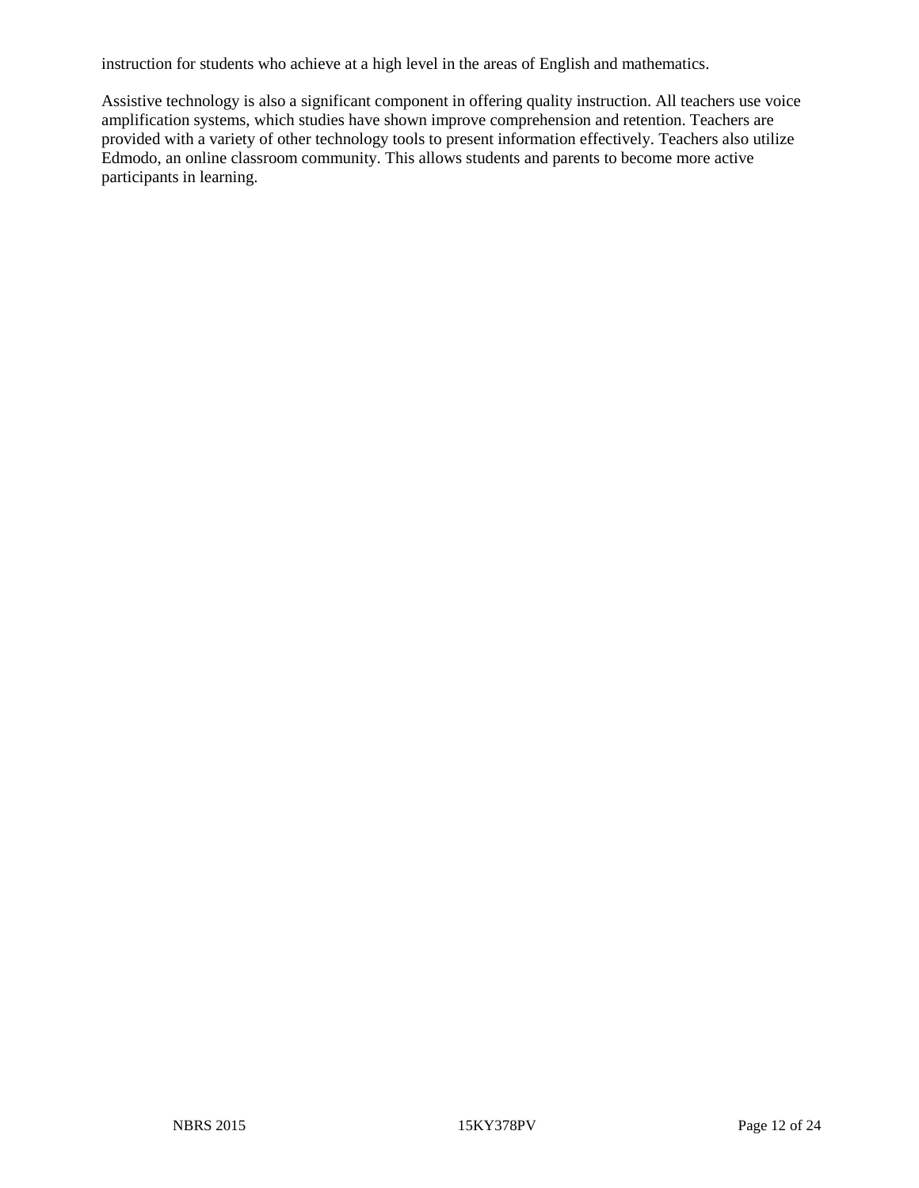instruction for students who achieve at a high level in the areas of English and mathematics.

Assistive technology is also a significant component in offering quality instruction. All teachers use voice amplification systems, which studies have shown improve comprehension and retention. Teachers are provided with a variety of other technology tools to present information effectively. Teachers also utilize Edmodo, an online classroom community. This allows students and parents to become more active participants in learning.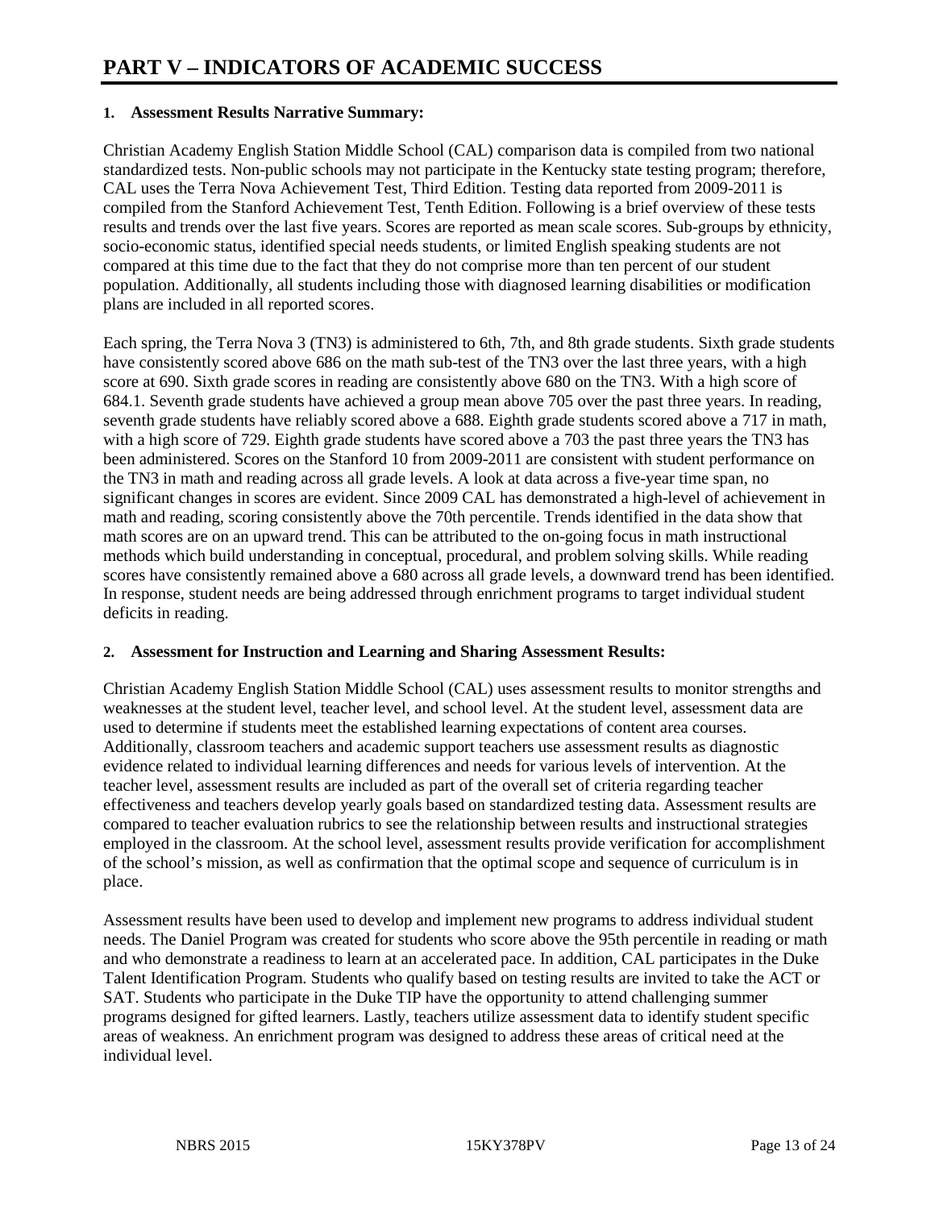# PART V – INDICATORS OF ACADEMIC SUCCESS

**1. Assessment Results Narrative Summary:**

Christian Academy English Station Middle School (CAL) comparison data is compiled from two national standardized tests. Non-public schools may not participate in the Kentucky state testing program; therefore, CAL uses the Terra Nova Achievement Test, Third Edition. Testing data reported from 2009-2011 is compiled from the Stanford Achievement Test, Tenth Edition. Following is a brief overview of these tests results and trends over the last five years. Scores are reported as mean scale scores. Sub-groups by ethnicity, socio-economic status, identified special needs students, or limited English speaking students are not compared at this time due to the fact that they do not comprise more than ten percent of our student population. Additionally, all students including those with diagnosed learning disabilities or modification plans are included in all reported scores.

Each spring, the Terra Nova 3 (TN3) is administered to 6th, 7th, and 8th grade students. Sixth grade students have consistently scored above 686 on the math sub-test of the TN3 over the last three years, with a high score at 690. Sixth grade scores in reading are consistently above 680 on the TN3. With a high score of 684.1. Seventh grade students have achieved a group mean above 705 over the past three years. In reading, seventh grade students have reliably scored above a 688. Eighth grade students scored above a 717 in math, with a high score of 729. Eighth grade students have scored above a 703 the past three years the TN3 has been administered. Scores on the Stanford 10 from 2009-2011 are consistent with student performance on the TN3 in math and reading across all grade levels. A look at data across a five-year time span, no significant changes in scores are evident. Since 2009 CAL has demonstrated a high-level of achievement in math and reading, scoring consistently above the 70th percentile. Trends identified in the data show that math scores are on an upward trend. This can be attributed to the on-going focus in math instructional methods which build understanding in conceptual, procedural, and problem solving skills. While reading scores have consistently remained above a 680 across all grade levels, a downward trend has been identified. In response, student needs are being addressed through enrichment programs to target individual student deficits in reading.

**2. Assessment for Instruction and Learning and Sharing Assessment Results:**

Christian Academy English Station Middle School (CAL) uses assessment results to monitor strengths and weaknesses at the student level, teacher level, and school level. At the student level, assessment data are used to determine if students meet the established learning expectations of content area courses. Additionally, classroom teachers and academic support teachers use assessment results as diagnostic evidence related to individual learning differences and needs for various levels of intervention. At the teacher level, assessment results are included as part of the overall set of criteria regarding teacher effectiveness and teachers develop yearly goals based on standardized testing data. Assessment results are compared to teacher evaluation rubrics to see the relationship between results and instructional strategies employed in the classroom. At the school level, assessment results provide verification for accomplishment of the school's mission, as well as confirmation that the optimal scope and sequence of curriculum is in place.

Assessment results have been used to develop and implement new programs to address individual student needs. The Daniel Program was created for students who score above the 95th percentile in reading or math and who demonstrate a readiness to learn at an accelerated pace. In addition, CAL participates in the Duke Talent Identification Program. Students who qualify based on testing results are invited to take the ACT or SAT. Students who participate in the Duke TIP have the opportunity to attend challenging summer programs designed for gifted learners. Lastly, teachers utilize assessment data to identify student specific areas of weakness. An enrichment program was designed to address these areas of critical need at the individual level.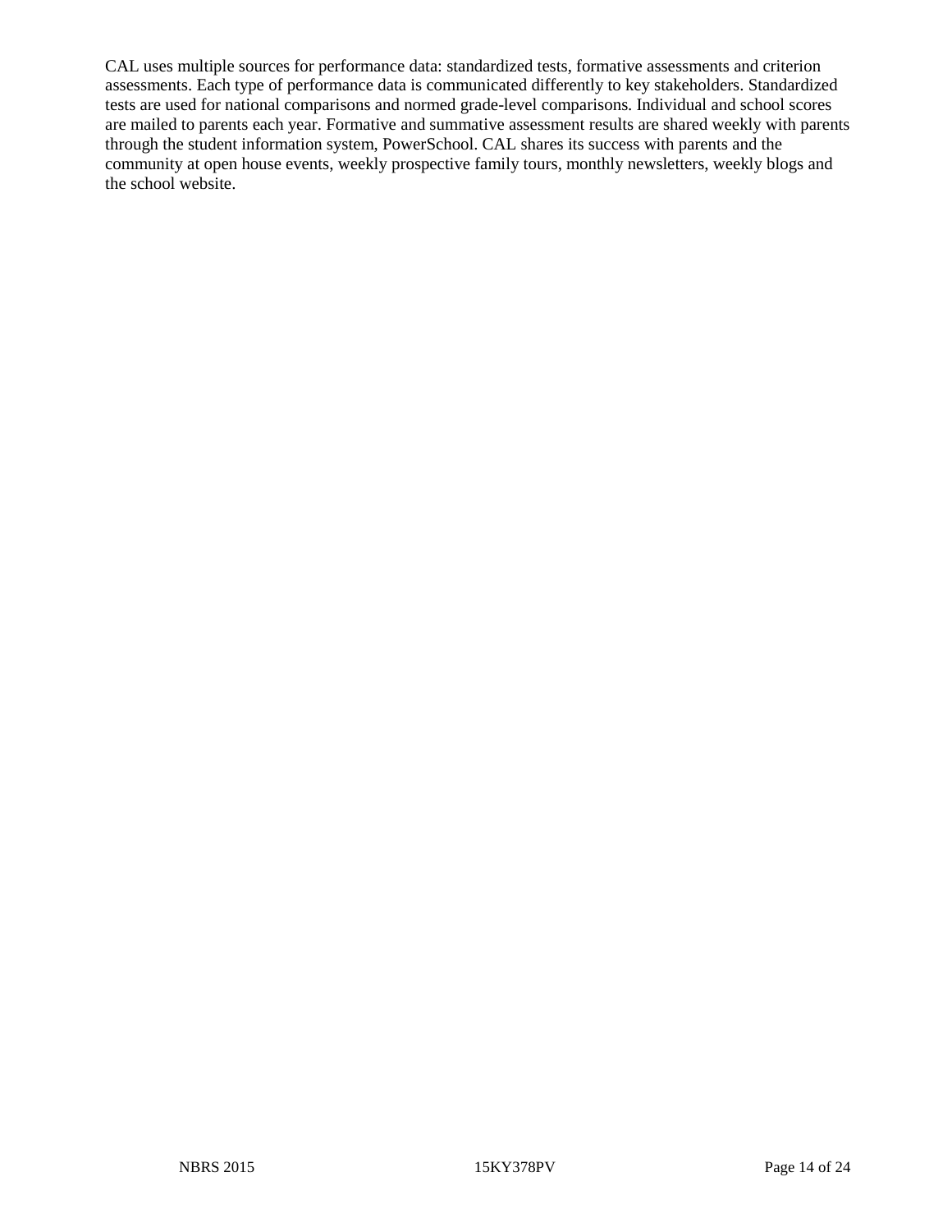CAL uses multiple sources for performance data: standardized tests, formative assessments and criterion assessments. Each type of performance data is communicated differently to key stakeholders. Standardized tests are used for national comparisons and normed grade-level comparisons. Individual and school scores are mailed to parents each year. Formative and summative assessment results are shared weekly with parents through the student information system, PowerSchool. CAL shares its success with parents and the community at open house events, weekly prospective family tours, monthly newsletters, weekly blogs and the school website.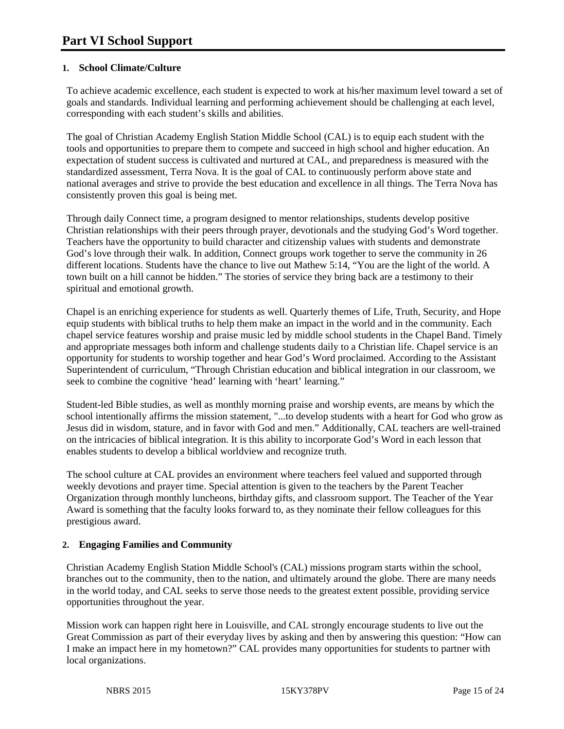# Part VI School Support

## 1. School Climate/Culture

To achieve academic excellence, each student is expected to work at his/her maximum level toward a set of goals and standards. Individual learning and performing achievement should be challenging at each level, corresponding with each student's skills and abilities.

The goal of Christian Academy English Station Middle School (CAL) is to equip each student with the tools and opportunities to prepare them to compete and succeed in high school and higher education. An expectation of student success is cultivated and nurtured at CAL, and preparedness is measured with the standardized assessment, Terra Nova. It is the goal of CAL to continuously perform above state and national averages and strive to provide the best education and excellence in all things. The Terra Nova has consistently proven this goal is being met.

Through daily Connect time, a program designed to mentor relationships, students develop positive Christian relationships with their peers through prayer, devotionals and the studying God's Word together. Teachers have the opportunity to build character and citizenship values with students and demonstrate God's love through their walk. In addition, Connect groups work together to serve the community in 26 different locations. Students have the chance to live out Mathew 5:14, "You are the light of the world. A town built on a hill cannot be hidden." The stories of service they bring back are a testimony to their spiritual and emotional growth.

Chapel is an enriching experience for students as well. Quarterly themes of Life, Truth, Security, and Hope equip students with biblical truths to help them make an impact in the world and in the community. Each chapel service features worship and praise music led by middle school students in the Chapel Band. Timely and appropriate messages both inform and challenge students daily to a Christian life. Chapel service is an opportunity for students to worship together and hear God's Word proclaimed. According to the Assistant Superintendent of curriculum, "Through Christian education and biblical integration in our classroom, we seek to combine the cognitive 'head' learning with 'heart' learning."

Student-led Bible studies, as well as monthly morning praise and worship events, are means by which the school intentionally affirms the mission statement, "...to develop students with a heart for God who grow as Jesus did in wisdom, stature, and in favor with God and men." Additionally, CAL teachers are well-trained on the intricacies of biblical integration. It is this ability to incorporate God's Word in each lesson that enables students to develop a biblical worldview and recognize truth.

The school culture at CAL provides an environment where teachers feel valued and supported through weekly devotions and prayer time. Special attention is given to the teachers by the Parent Teacher Organization through monthly luncheons, birthday gifts, and classroom support. The Teacher of the Year Award is something that the faculty looks forward to, as they nominate their fellow colleagues for this prestigious award.

## 2. Engaging Families and Community

Christian Academy English Station Middle School's (CAL) missions program starts within the school, branches out to the community, then to the nation, and ultimately around the globe. There are many needs in the world today, and CAL seeks to serve those needs to the greatest extent possible, providing service opportunities throughout the year.

Mission work can happen right here in Louisville, and CAL strongly encourage students to live out the Great Commission as part of their everyday lives by asking and then by answering this question: "How can I make an impact here in my hometown?" CAL provides many opportunities for students to partner with local organizations.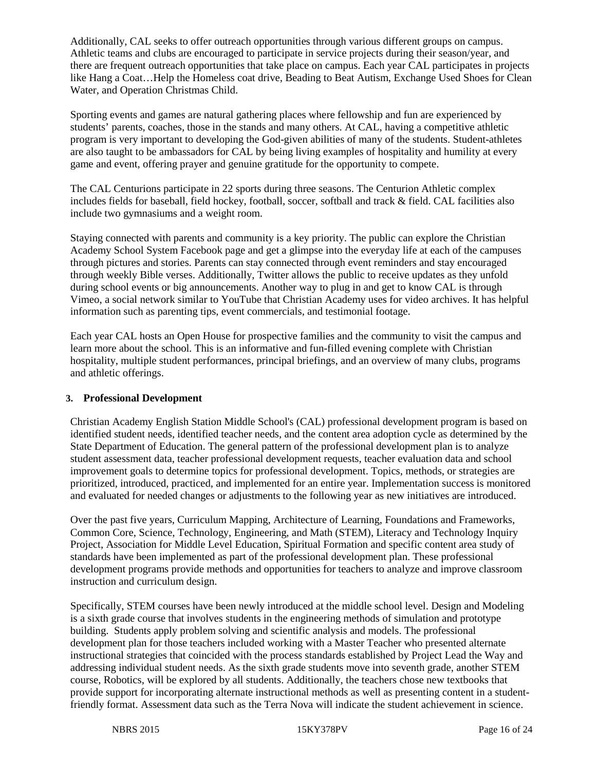Additionally, CAL seeks to offer outreach opportunities through various different groups on campus. Athletic teams and clubs are encouraged to participate in service projects during their season/year, and there are frequent outreach opportunities that take place on campus. Each year CAL participates in projects like Hang a Coat…Help the Homeless coat drive, Beading to Beat Autism, Exchange Used Shoes for Clean Water, and Operation Christmas Child.

Sporting events and games are natural gathering places where fellowship and fun are experienced by students' parents, coaches, those in the stands and many others. At CAL, having a competitive athletic program is very important to developing the God-given abilities of many of the students. Student-athletes are also taught to be ambassadors for CAL by being living examples of hospitality and humility at every game and event, offering prayer and genuine gratitude for the opportunity to compete.

The CAL Centurions participate in 22 sports during three seasons. The Centurion Athletic complex includes fields for baseball, field hockey, football, soccer, softball and track & field. CAL facilities also include two gymnasiums and a weight room.

Staying connected with parents and community is a key priority. The public can explore the Christian Academy School System Facebook page and get a glimpse into the everyday life at each of the campuses through pictures and stories. Parents can stay connected through event reminders and stay encouraged through weekly Bible verses. Additionally, Twitter allows the public to receive updates as they unfold during school events or big announcements. Another way to plug in and get to know CAL is through Vimeo, a social network similar to YouTube that Christian Academy uses for video archives. It has helpful information such as parenting tips, event commercials, and testimonial footage.

Each year CAL hosts an Open House for prospective families and the community to visit the campus and learn more about the school. This is an informative and fun-filled evening complete with Christian hospitality, multiple student performances, principal briefings, and an overview of many clubs, programs and athletic offerings.

### 3. Professional Development

Christian Academy English Station Middle School's (CAL) professional development program is based on identified student needs, identified teacher needs, and the content area adoption cycle as determined by the State Department of Education. The general pattern of the professional development plan is to analyze student assessment data, teacher professional development requests, teacher evaluation data and school improvement goals to determine topics for professional development. Topics, methods, or strategies are prioritized, introduced, practiced, and implemented for an entire year. Implementation success is monitored and evaluated for needed changes or adjustments to the following year as new initiatives are introduced.

Over the past five years, Curriculum Mapping, Architecture of Learning, Foundations and Frameworks, Common Core, Science, Technology, Engineering, and Math (STEM), Literacy and Technology Inquiry Project, Association for Middle Level Education, Spiritual Formation and specific content area study of standards have been implemented as part of the professional development plan. These professional development programs provide methods and opportunities for teachers to analyze and improve classroom instruction and curriculum design.

Specifically, STEM courses have been newly introduced at the middle school level. Design and Modeling is a sixth grade course that involves students in the engineering methods of simulation and prototype building. Students apply problem solving and scientific analysis and models. The professional development plan for those teachers included working with a Master Teacher who presented alternate instructional strategies that coincided with the process standards established by Project Lead the Way and addressing individual student needs. As the sixth grade students move into seventh grade, another STEM course, Robotics, will be explored by all students. Additionally, the teachers chose new textbooks that provide support for incorporating alternate instructional methods as well as presenting content in a student-friendly format. Assessment data such as the Terra Nova will indicate the student achievement in science.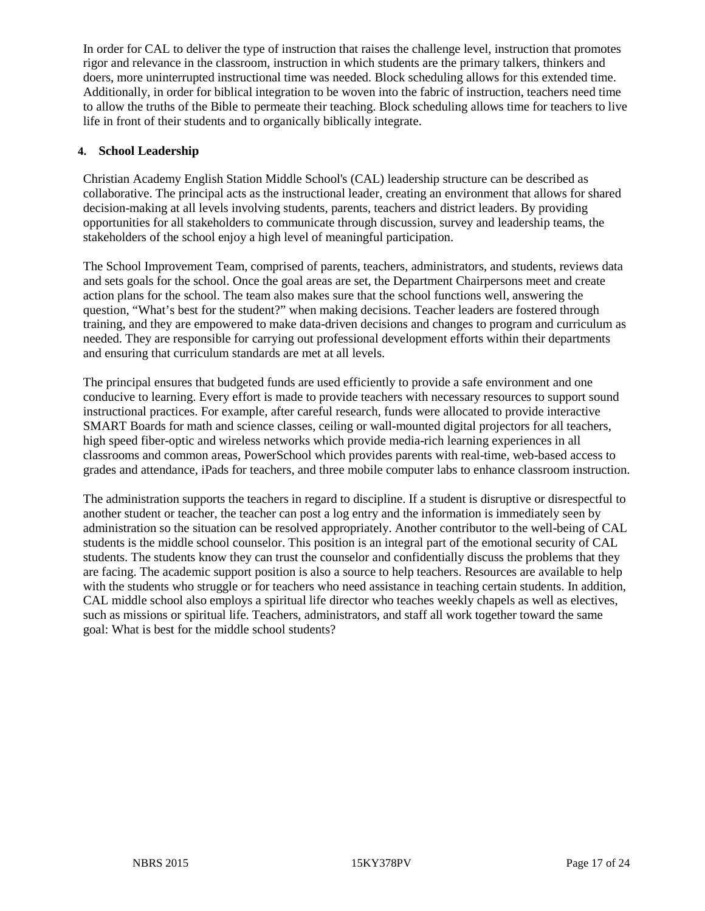In order for CAL to deliver the type of instruction that raises the challenge level, instruction that promotes rigor and relevance in the classroom, instruction in which students are the primary talkers, thinkers and doers, more uninterrupted instructional time was needed. Block scheduling allows for this extended time. Additionally, in order for biblical integration to be woven into the fabric of instruction, teachers need time to allow the truths of the Bible to permeate their teaching. Block scheduling allows time for teachers to live life in front of their students and to organically biblically integrate.

**4. School Leadership**

Christian Academy English Station Middle School's (CAL) leadership structure can be described as collaborative. The principal acts as the instructional leader, creating an environment that allows for shared decision-making at all levels involving students, parents, teachers and district leaders. By providing opportunities for all stakeholders to communicate through discussion, survey and leadership teams, the stakeholders of the school enjoy a high level of meaningful participation.

The School Improvement Team, comprised of parents, teachers, administrators, and students, reviews data and sets goals for the school. Once the goal areas are set, the Department Chairpersons meet and create action plans for the school. The team also makes sure that the school functions well, answering the question, "What's best for the student?" when making decisions. Teacher leaders are fostered through training, and they are empowered to make data-driven decisions and changes to program and curriculum as needed. They are responsible for carrying out professional development efforts within their departments and ensuring that curriculum standards are met at all levels.

The principal ensures that budgeted funds are used efficiently to provide a safe environment and one conducive to learning. Every effort is made to provide teachers with necessary resources to support sound instructional practices. For example, after careful research, funds were allocated to provide interactive SMART Boards for math and science classes, ceiling or wall-mounted digital projectors for all teachers, high speed fiber-optic and wireless networks which provide media-rich learning experiences in all classrooms and common areas, PowerSchool which provides parents with real-time, web-based access to grades and attendance, iPads for teachers, and three mobile computer labs to enhance classroom instruction.

The administration supports the teachers in regard to discipline. If a student is disruptive or disrespectful to another student or teacher, the teacher can post a log entry and the information is immediately seen by administration so the situation can be resolved appropriately. Another contributor to the well-being of CAL students is the middle school counselor. This position is an integral part of the emotional security of CAL students. The students know they can trust the counselor and confidentially discuss the problems that they are facing. The academic support position is also a source to help teachers. Resources are available to help with the students who struggle or for teachers who need assistance in teaching certain students. In addition, CAL middle school also employs a spiritual life director who teaches weekly chapels as well as electives, such as missions or spiritual life. Teachers, administrators, and staff all work together toward the same goal: What is best for the middle school students?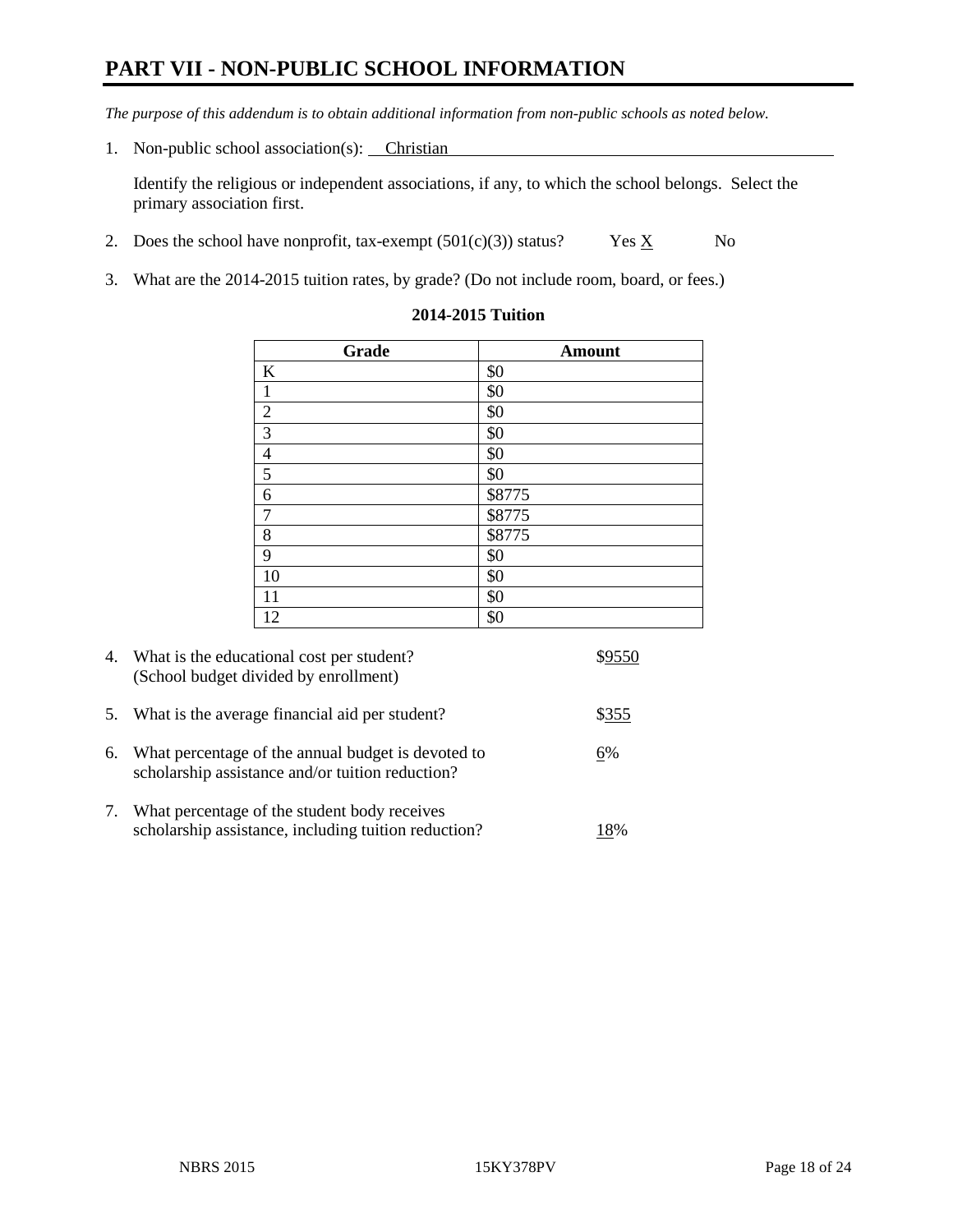# PART VII - NON-PUBLIC SCHOOL INFORMATION

*The purpose of this addendum is to obtain additional information from non-public schools as noted below.*

1. Non-public school association(s): Christian

   Identify the religious or independent associations, if any, to which the school belongs. Select the primary association first.

2. Does the school have nonprofit, tax-exempt (501(c)(3)) status? Yes X No

3. What are the 2014-2015 tuition rates, by grade? (Do not include room, board, or fees.)

**2014-2015 Tuition**

| Grade | Amount |
|---|---|
| K | $0 |
| 1 | $0 |
| 2 | $0 |
| 3 | $0 |
| 4 | $0 |
| 5 | $0 |
| 6 | $8775 |
| 7 | $8775 |
| 8 | $8775 |
| 9 | $0 |
| 10 | $0 |
| 11 | $0 |
| 12 | $0 |

4. What is the educational cost per student? (School budget divided by enrollment) $9550

5. What is the average financial aid per student? $355

6. What percentage of the annual budget is devoted to scholarship assistance and/or tuition reduction? 6%

7. What percentage of the student body receives scholarship assistance, including tuition reduction? 18%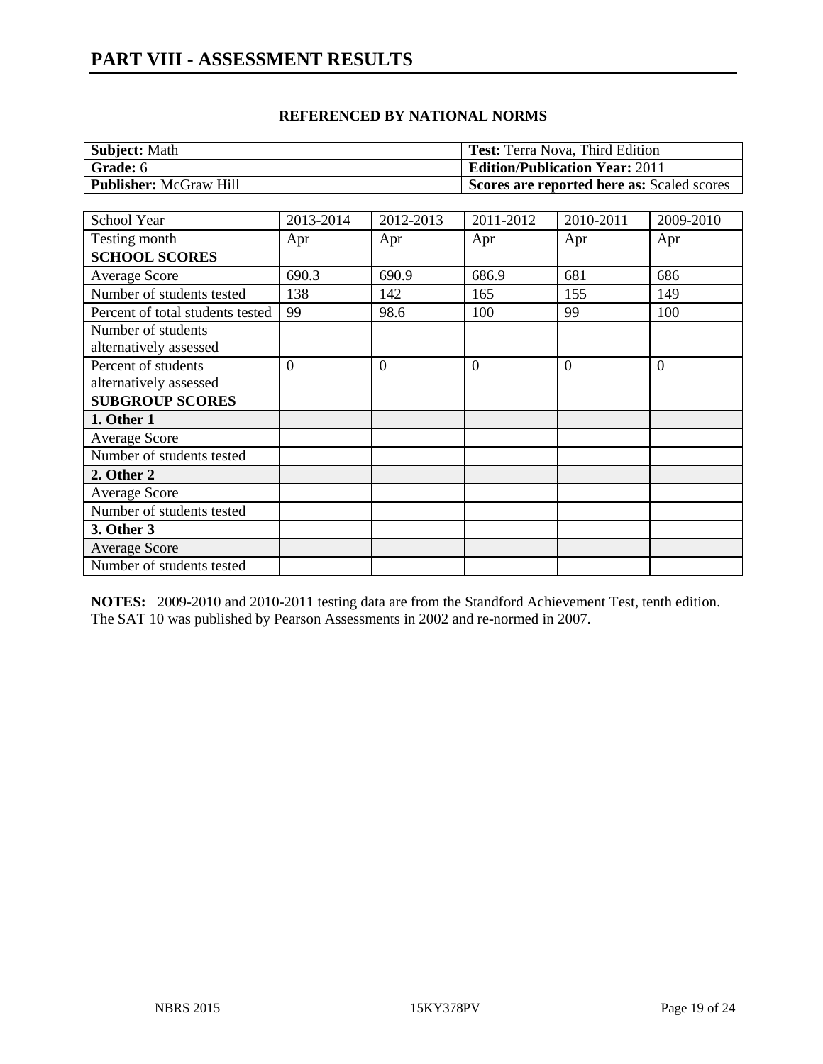# PART VIII - ASSESSMENT RESULTS

**REFERENCED BY NATIONAL NORMS**

| **Subject:** Math | **Test:** Terra Nova, Third Edition |
|---|---|
| **Grade:** 6 | **Edition/Publication Year:** 2011 |
| **Publisher:** McGraw Hill | **Scores are reported here as:** Scaled scores |

| School Year | 2013-2014 | 2012-2013 | 2011-2012 | 2010-2011 | 2009-2010 |
|---|---|---|---|---|---|
| Testing month | Apr | Apr | Apr | Apr | Apr |
| **SCHOOL SCORES** | | | | | |
| Average Score | 690.3 | 690.9 | 686.9 | 681 | 686 |
| Number of students tested | 138 | 142 | 165 | 155 | 149 |
| Percent of total students tested | 99 | 98.6 | 100 | 99 | 100 |
| Number of students alternatively assessed | | | | | |
| Percent of students alternatively assessed | 0 | 0 | 0 | 0 | 0 |
| **SUBGROUP SCORES** | | | | | |
| **1. Other 1** | | | | | |
| Average Score | | | | | |
| Number of students tested | | | | | |
| **2. Other 2** | | | | | |
| Average Score | | | | | |
| Number of students tested | | | | | |
| **3. Other 3** | | | | | |
| Average Score | | | | | |
| Number of students tested | | | | | |

**NOTES:** 2009-2010 and 2010-2011 testing data are from the Standford Achievement Test, tenth edition. The SAT 10 was published by Pearson Assessments in 2002 and re-normed in 2007.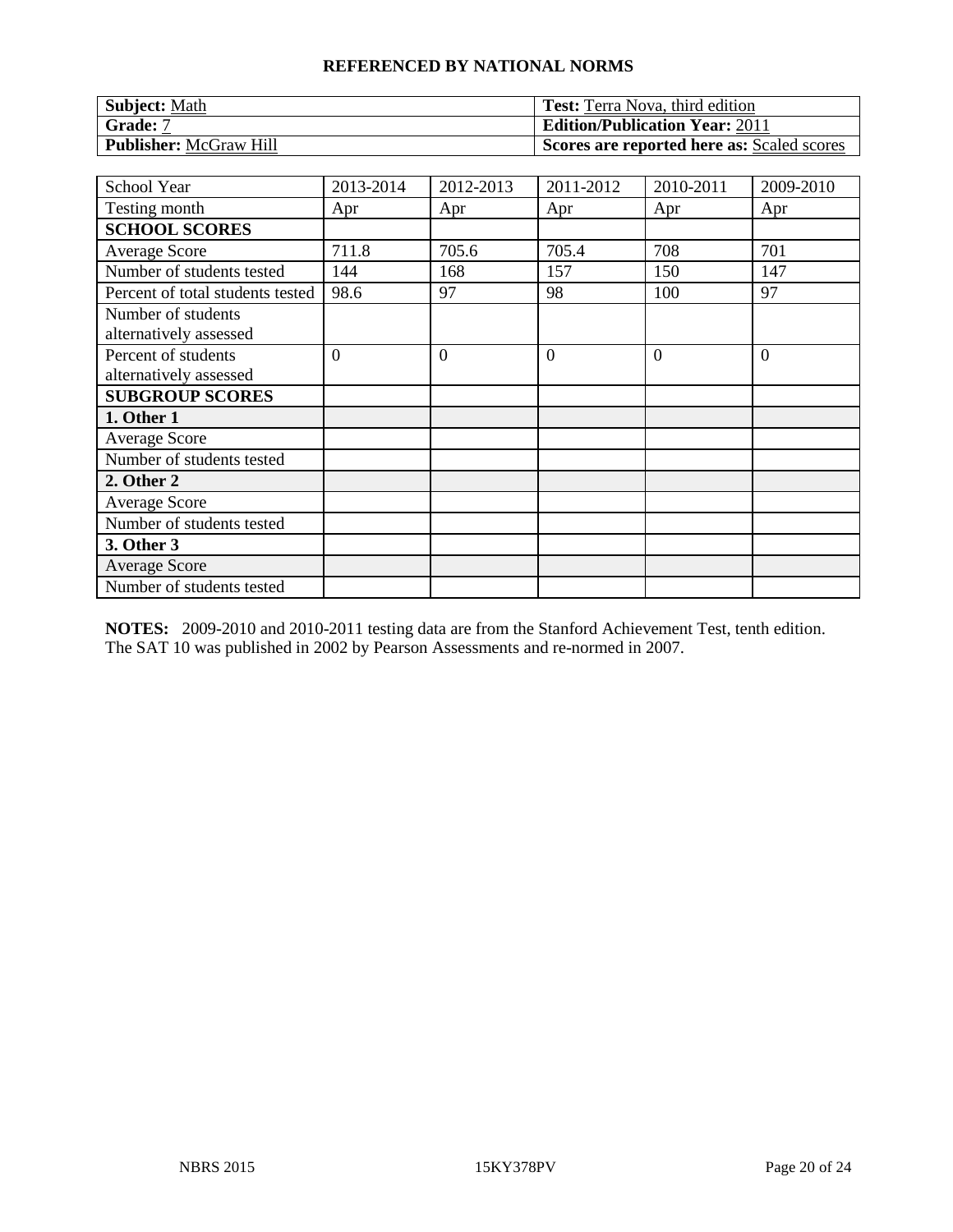## REFERENCED BY NATIONAL NORMS

| **Subject:** Math | **Test:** Terra Nova, third edition |
|---|---|
| **Grade:** 7 | **Edition/Publication Year:** 2011 |
| **Publisher:** McGraw Hill | **Scores are reported here as:** Scaled scores |

| School Year | 2013-2014 | 2012-2013 | 2011-2012 | 2010-2011 | 2009-2010 |
|---|---|---|---|---|---|
| Testing month | Apr | Apr | Apr | Apr | Apr |
| **SCHOOL SCORES** | | | | | |
| Average Score | 711.8 | 705.6 | 705.4 | 708 | 701 |
| Number of students tested | 144 | 168 | 157 | 150 | 147 |
| Percent of total students tested | 98.6 | 97 | 98 | 100 | 97 |
| Number of students alternatively assessed | | | | | |
| Percent of students alternatively assessed | 0 | 0 | 0 | 0 | 0 |
| **SUBGROUP SCORES** | | | | | |
| **1. Other 1** | | | | | |
| Average Score | | | | | |
| Number of students tested | | | | | |
| **2. Other 2** | | | | | |
| Average Score | | | | | |
| Number of students tested | | | | | |
| **3. Other 3** | | | | | |
| Average Score | | | | | |
| Number of students tested | | | | | |

**NOTES:** 2009-2010 and 2010-2011 testing data are from the Stanford Achievement Test, tenth edition. The SAT 10 was published in 2002 by Pearson Assessments and re-normed in 2007.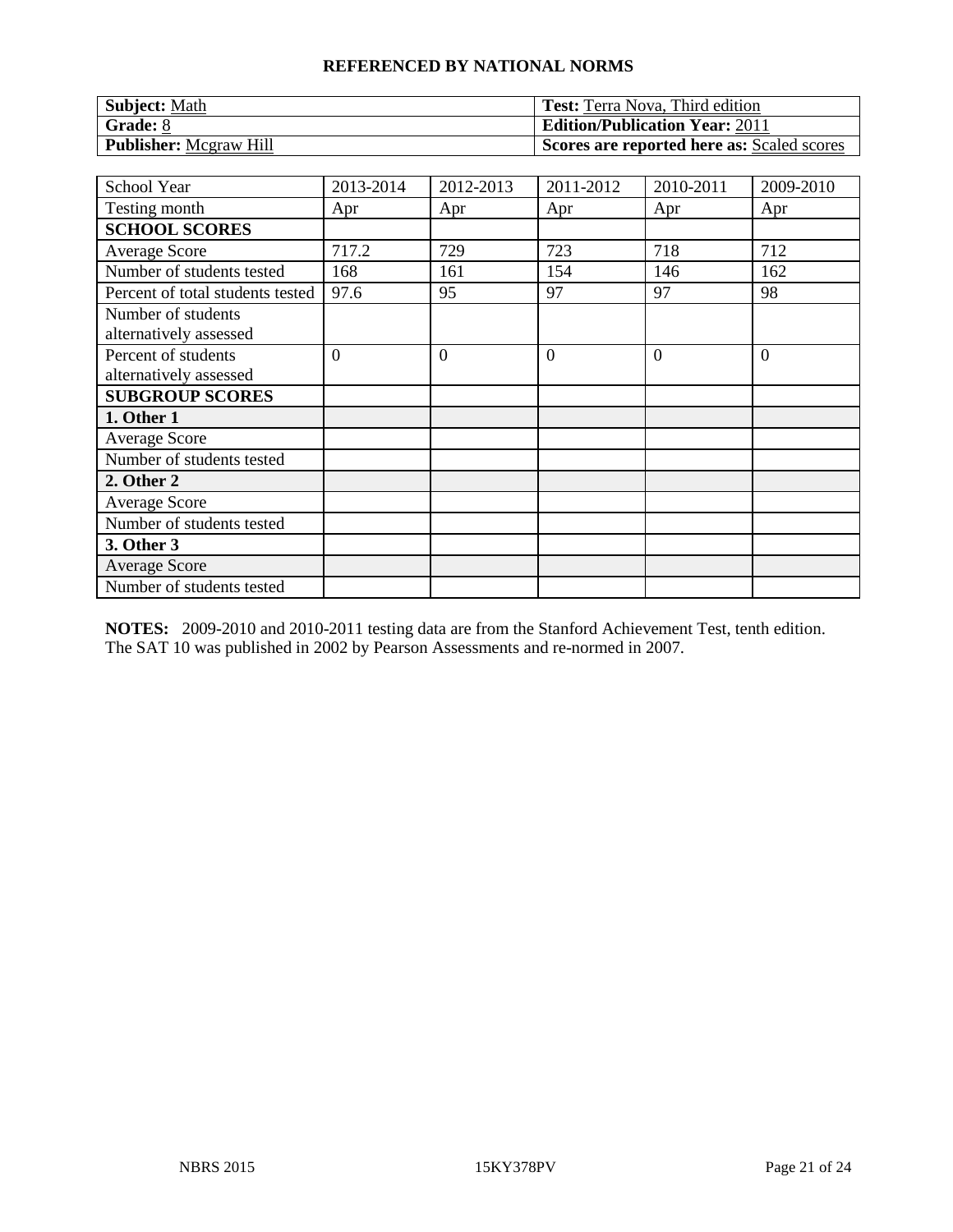**REFERENCED BY NATIONAL NORMS**

| **Subject:** Math | **Test:** Terra Nova, Third edition |
|---|---|
| **Grade:** 8 | **Edition/Publication Year:** 2011 |
| **Publisher:** Mcgraw Hill | **Scores are reported here as:** Scaled scores |

| School Year | 2013-2014 | 2012-2013 | 2011-2012 | 2010-2011 | 2009-2010 |
|---|---|---|---|---|---|
| Testing month | Apr | Apr | Apr | Apr | Apr |
| **SCHOOL SCORES** | | | | | |
| Average Score | 717.2 | 729 | 723 | 718 | 712 |
| Number of students tested | 168 | 161 | 154 | 146 | 162 |
| Percent of total students tested | 97.6 | 95 | 97 | 97 | 98 |
| Number of students alternatively assessed | | | | | |
| Percent of students alternatively assessed | 0 | 0 | 0 | 0 | 0 |
| **SUBGROUP SCORES** | | | | | |
| **1. Other 1** | | | | | |
| Average Score | | | | | |
| Number of students tested | | | | | |
| **2. Other 2** | | | | | |
| Average Score | | | | | |
| Number of students tested | | | | | |
| **3. Other 3** | | | | | |
| Average Score | | | | | |
| Number of students tested | | | | | |

**NOTES:** 2009-2010 and 2010-2011 testing data are from the Stanford Achievement Test, tenth edition. The SAT 10 was published in 2002 by Pearson Assessments and re-normed in 2007.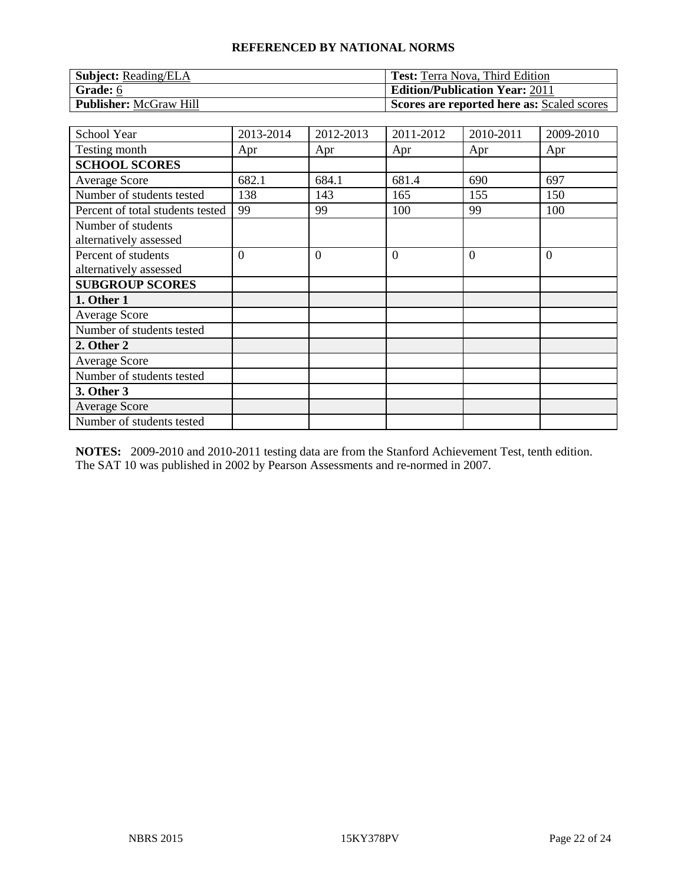**REFERENCED BY NATIONAL NORMS**

| **Subject:** Reading/ELA | **Test:** Terra Nova, Third Edition |
|---|---|
| **Grade:** 6 | **Edition/Publication Year:** 2011 |
| **Publisher:** McGraw Hill | **Scores are reported here as:** Scaled scores |

| School Year | 2013-2014 | 2012-2013 | 2011-2012 | 2010-2011 | 2009-2010 |
|---|---|---|---|---|---|
| Testing month | Apr | Apr | Apr | Apr | Apr |
| **SCHOOL SCORES** | | | | | |
| Average Score | 682.1 | 684.1 | 681.4 | 690 | 697 |
| Number of students tested | 138 | 143 | 165 | 155 | 150 |
| Percent of total students tested | 99 | 99 | 100 | 99 | 100 |
| Number of students alternatively assessed | | | | | |
| Percent of students alternatively assessed | 0 | 0 | 0 | 0 | 0 |
| **SUBGROUP SCORES** | | | | | |
| **1. Other 1** | | | | | |
| Average Score | | | | | |
| Number of students tested | | | | | |
| **2. Other 2** | | | | | |
| Average Score | | | | | |
| Number of students tested | | | | | |
| **3. Other 3** | | | | | |
| Average Score | | | | | |
| Number of students tested | | | | | |

**NOTES:** 2009-2010 and 2010-2011 testing data are from the Stanford Achievement Test, tenth edition. The SAT 10 was published in 2002 by Pearson Assessments and re-normed in 2007.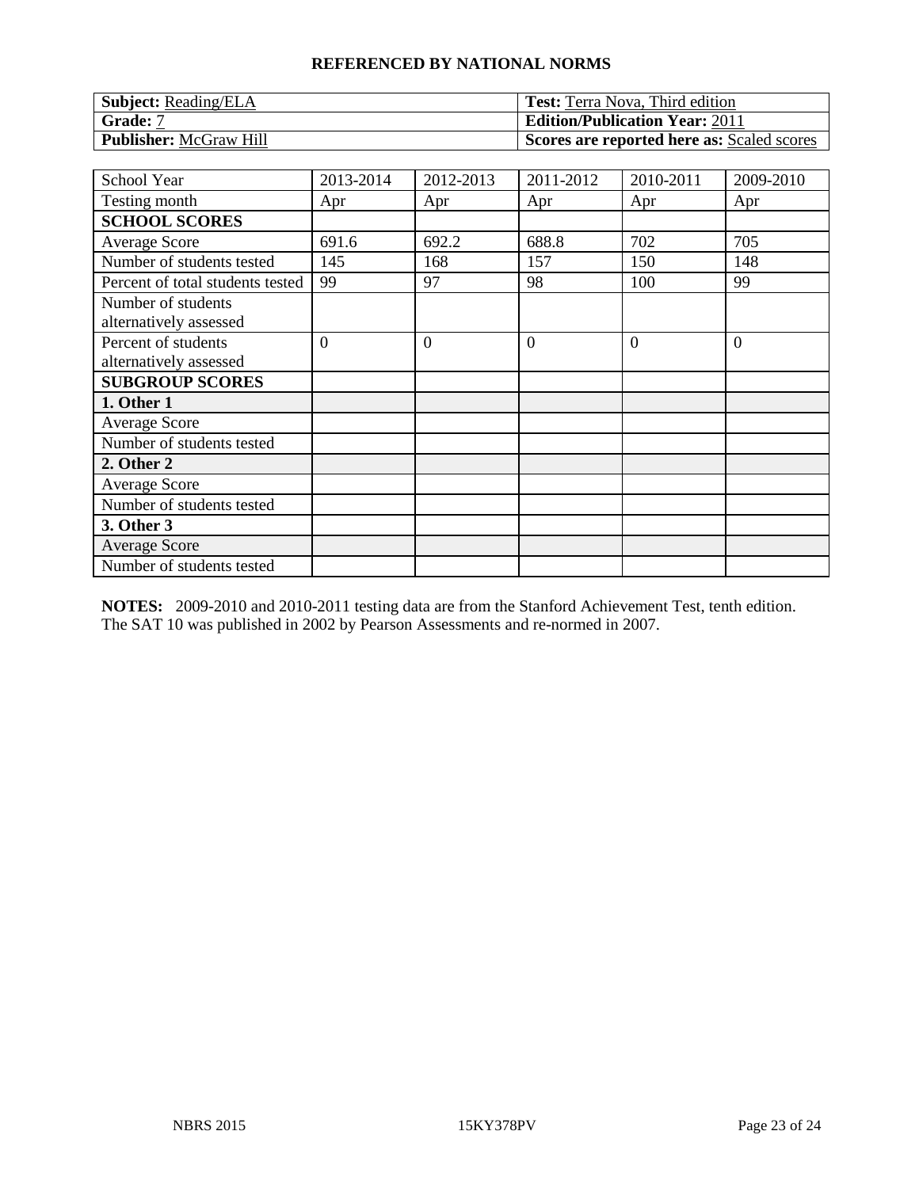**REFERENCED BY NATIONAL NORMS**

| **Subject:** Reading/ELA | **Test:** Terra Nova, Third edition |
|---|---|
| **Grade:** 7 | **Edition/Publication Year:** 2011 |
| **Publisher:** McGraw Hill | **Scores are reported here as:** Scaled scores |

| School Year | 2013-2014 | 2012-2013 | 2011-2012 | 2010-2011 | 2009-2010 |
|---|---|---|---|---|---|
| Testing month | Apr | Apr | Apr | Apr | Apr |
| **SCHOOL SCORES** | | | | | |
| Average Score | 691.6 | 692.2 | 688.8 | 702 | 705 |
| Number of students tested | 145 | 168 | 157 | 150 | 148 |
| Percent of total students tested | 99 | 97 | 98 | 100 | 99 |
| Number of students alternatively assessed | | | | | |
| Percent of students alternatively assessed | 0 | 0 | 0 | 0 | 0 |
| **SUBGROUP SCORES** | | | | | |
| **1. Other 1** | | | | | |
| Average Score | | | | | |
| Number of students tested | | | | | |
| **2. Other 2** | | | | | |
| Average Score | | | | | |
| Number of students tested | | | | | |
| **3. Other 3** | | | | | |
| Average Score | | | | | |
| Number of students tested | | | | | |

**NOTES:** 2009-2010 and 2010-2011 testing data are from the Stanford Achievement Test, tenth edition. The SAT 10 was published in 2002 by Pearson Assessments and re-normed in 2007.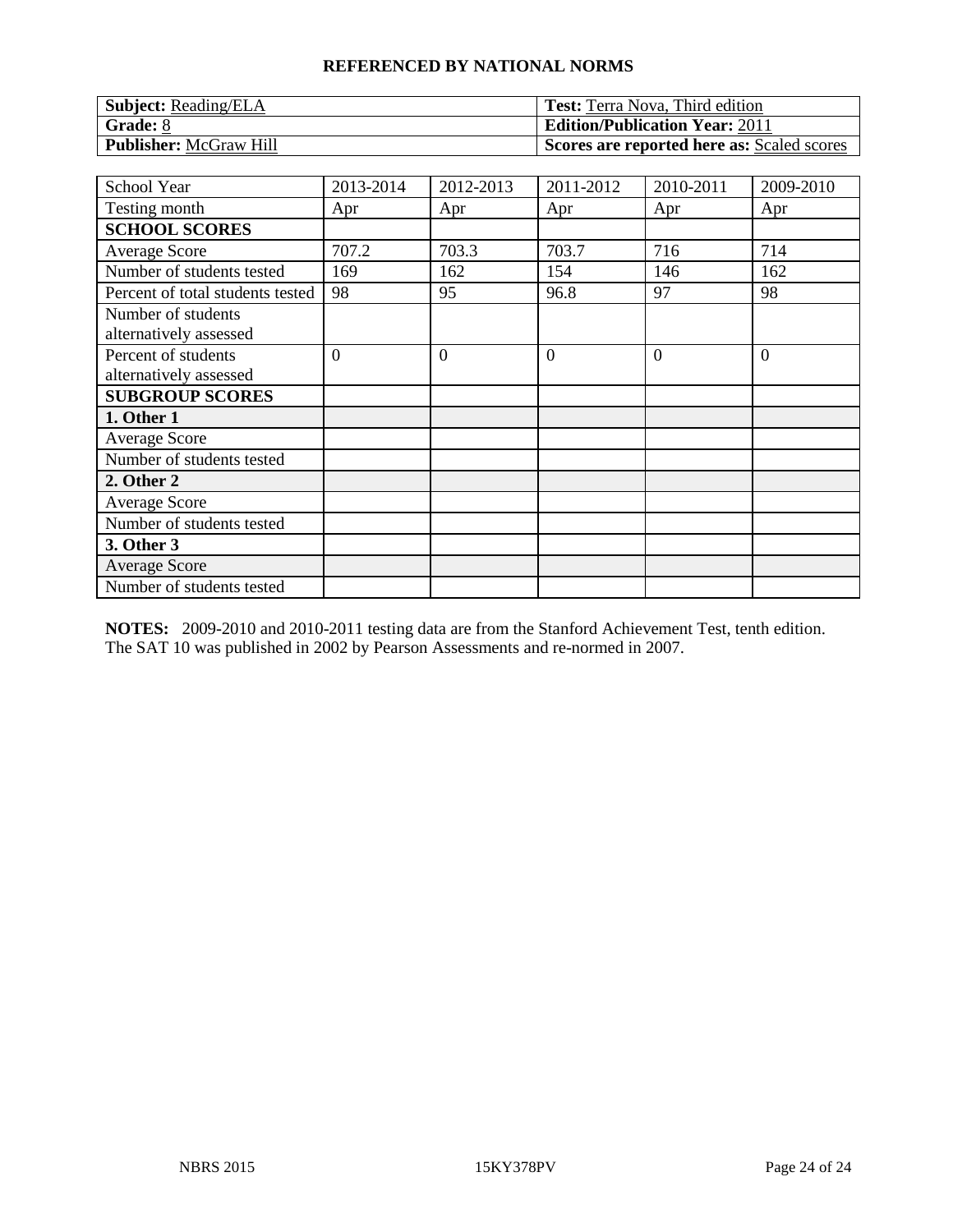**REFERENCED BY NATIONAL NORMS**

| | |
|---|---|
| **Subject:** Reading/ELA | **Test:** Terra Nova, Third edition |
| **Grade:** 8 | **Edition/Publication Year:** 2011 |
| **Publisher:** McGraw Hill | **Scores are reported here as:** Scaled scores |

| School Year | 2013-2014 | 2012-2013 | 2011-2012 | 2010-2011 | 2009-2010 |
|---|---|---|---|---|---|
| Testing month | Apr | Apr | Apr | Apr | Apr |
| **SCHOOL SCORES** | | | | | |
| Average Score | 707.2 | 703.3 | 703.7 | 716 | 714 |
| Number of students tested | 169 | 162 | 154 | 146 | 162 |
| Percent of total students tested | 98 | 95 | 96.8 | 97 | 98 |
| Number of students alternatively assessed | | | | | |
| Percent of students alternatively assessed | 0 | 0 | 0 | 0 | 0 |
| **SUBGROUP SCORES** | | | | | |
| **1. Other 1** | | | | | |
| Average Score | | | | | |
| Number of students tested | | | | | |
| **2. Other 2** | | | | | |
| Average Score | | | | | |
| Number of students tested | | | | | |
| **3. Other 3** | | | | | |
| Average Score | | | | | |
| Number of students tested | | | | | |

**NOTES:** 2009-2010 and 2010-2011 testing data are from the Stanford Achievement Test, tenth edition. The SAT 10 was published in 2002 by Pearson Assessments and re-normed in 2007.